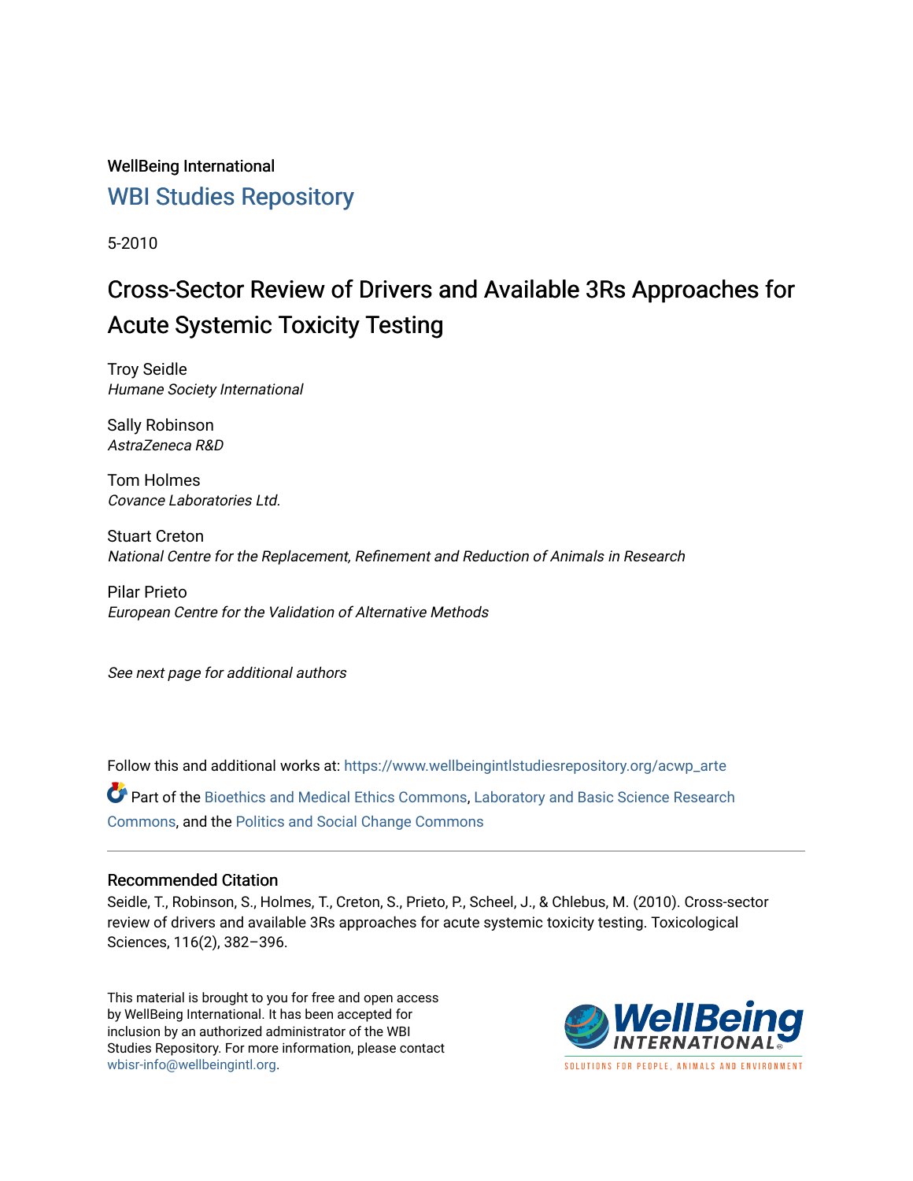WellBeing International

## WBI Studies Repository

5-2010

# Cross-Sector Review of Drivers and Available 3Rs Approaches for Acute Systemic Toxicity Testing

Troy Seidle
*Humane Society International*

Sally Robinson
*AstraZeneca R&D*

Tom Holmes
*Covance Laboratories Ltd.*

Stuart Creton
*National Centre for the Replacement, Refinement and Reduction of Animals in Research*

Pilar Prieto
*European Centre for the Validation of Alternative Methods*

*See next page for additional authors*

Follow this and additional works at: https://www.wellbeingintlstudiesrepository.org/acwp_arte

Part of the Bioethics and Medical Ethics Commons, Laboratory and Basic Science Research Commons, and the Politics and Social Change Commons

### Recommended Citation

Seidle, T., Robinson, S., Holmes, T., Creton, S., Prieto, P., Scheel, J., & Chlebus, M. (2010). Cross-sector review of drivers and available 3Rs approaches for acute systemic toxicity testing. Toxicological Sciences, 116(2), 382–396.

This material is brought to you for free and open access by WellBeing International. It has been accepted for inclusion by an authorized administrator of the WBI Studies Repository. For more information, please contact wbisr-info@wellbeingintl.org.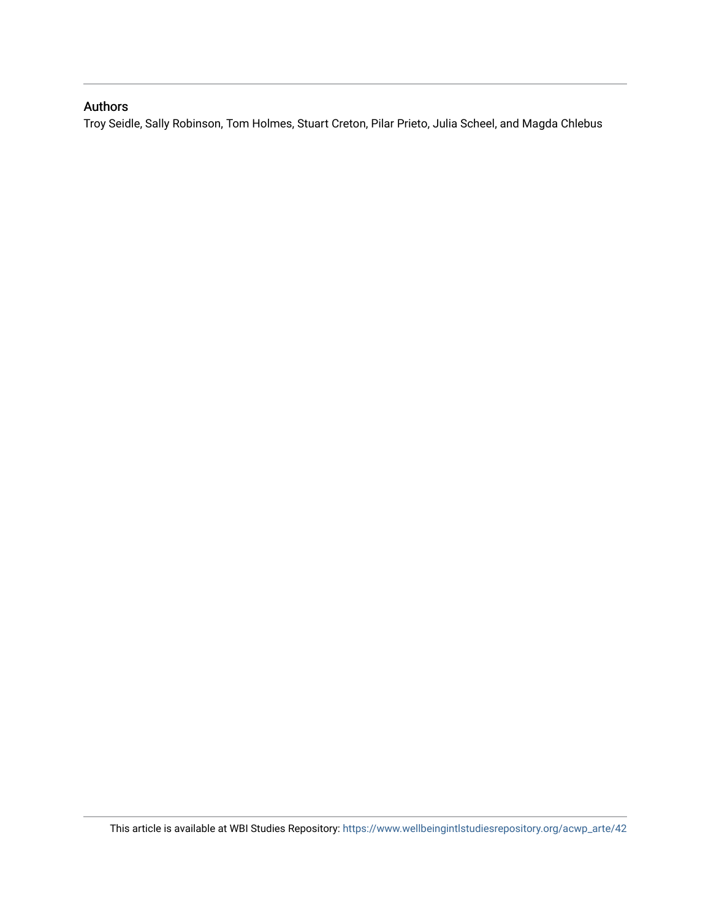## Authors

Troy Seidle, Sally Robinson, Tom Holmes, Stuart Creton, Pilar Prieto, Julia Scheel, and Magda Chlebus

This article is available at WBI Studies Repository: https://www.wellbeingintlstudiesrepository.org/acwp_arte/42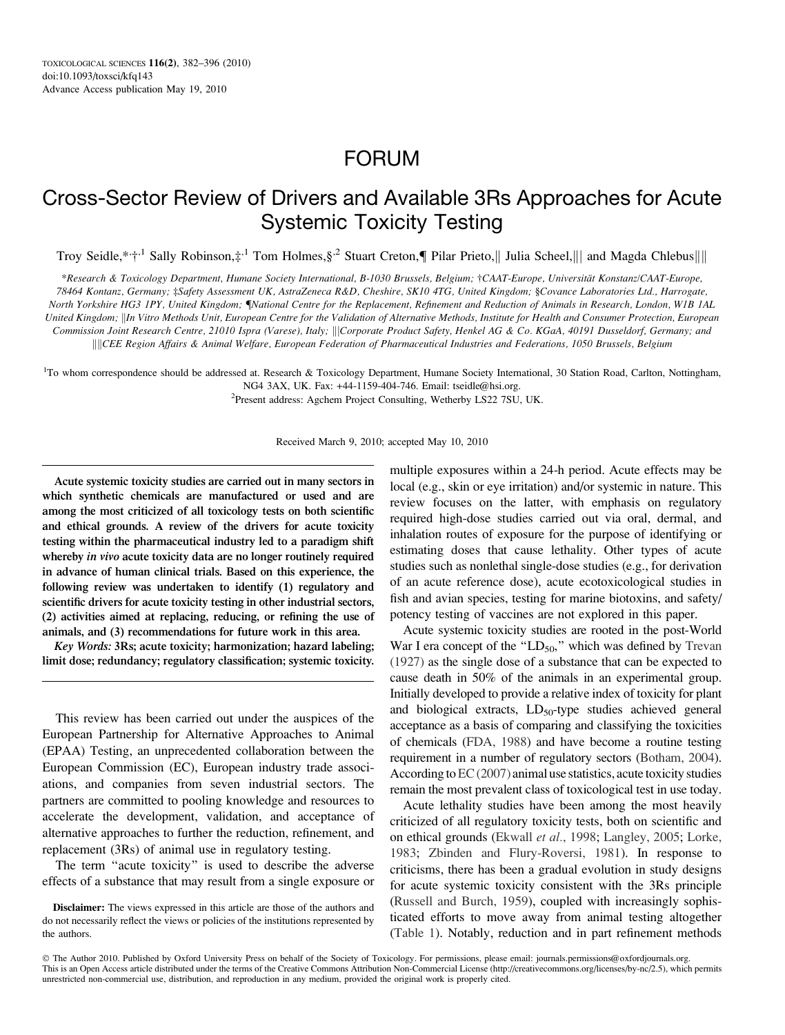# FORUM

# Cross-Sector Review of Drivers and Available 3Rs Approaches for Acute Systemic Toxicity Testing

Troy Seidle,*,†,1 Sally Robinson,‡,1 Tom Holmes,§,2 Stuart Creton,¶ Pilar Prieto,|| Julia Scheel,||| and Magda Chlebus||||

*Research & Toxicology Department, Humane Society International, B-1030 Brussels, Belgium; †CAAT-Europe, Universität Konstanz/CAAT-Europe, 78464 Kontanz, Germany; ‡Safety Assessment UK, AstraZeneca R&D, Cheshire, SK10 4TG, United Kingdom; §Covance Laboratories Ltd., Harrogate, North Yorkshire HG3 1PY, United Kingdom; ¶National Centre for the Replacement, Refinement and Reduction of Animals in Research, London, W1B 1AL United Kingdom; ||In Vitro Methods Unit, European Centre for the Validation of Alternative Methods, Institute for Health and Consumer Protection, European Commission Joint Research Centre, 21010 Ispra (Varese), Italy; |||Corporate Product Safety, Henkel AG & Co. KGaA, 40191 Dusseldorf, Germany; and ||||CEE Region Affairs & Animal Welfare, European Federation of Pharmaceutical Industries and Federations, 1050 Brussels, Belgium

[1]To whom correspondence should be addressed at. Research & Toxicology Department, Humane Society International, 30 Station Road, Carlton, Nottingham, NG4 3AX, UK. Fax: +44-1159-404-746. Email: tseidle@hsi.org.

[2]Present address: Agchem Project Consulting, Wetherby LS22 7SU, UK.

Received March 9, 2010; accepted May 10, 2010

**Acute systemic toxicity studies are carried out in many sectors in which synthetic chemicals are manufactured or used and are among the most criticized of all toxicology tests on both scientific and ethical grounds. A review of the drivers for acute toxicity testing within the pharmaceutical industry led to a paradigm shift whereby *in vivo* acute toxicity data are no longer routinely required in advance of human clinical trials. Based on this experience, the following review was undertaken to identify (1) regulatory and scientific drivers for acute toxicity testing in other industrial sectors, (2) activities aimed at replacing, reducing, or refining the use of animals, and (3) recommendations for future work in this area.**

***Key Words:* 3Rs; acute toxicity; harmonization; hazard labeling; limit dose; redundancy; regulatory classification; systemic toxicity.**

This review has been carried out under the auspices of the European Partnership for Alternative Approaches to Animal (EPAA) Testing, an unprecedented collaboration between the European Commission (EC), European industry trade associations, and companies from seven industrial sectors. The partners are committed to pooling knowledge and resources to accelerate the development, validation, and acceptance of alternative approaches to further the reduction, refinement, and replacement (3Rs) of animal use in regulatory testing.

The term "acute toxicity" is used to describe the adverse effects of a substance that may result from a single exposure or multiple exposures within a 24-h period. Acute effects may be local (e.g., skin or eye irritation) and/or systemic in nature. This review focuses on the latter, with emphasis on regulatory required high-dose studies carried out via oral, dermal, and inhalation routes of exposure for the purpose of identifying or estimating doses that cause lethality. Other types of acute studies such as nonlethal single-dose studies (e.g., for derivation of an acute reference dose), acute ecotoxicological studies in fish and avian species, testing for marine biotoxins, and safety/potency testing of vaccines are not explored in this paper.

Acute systemic toxicity studies are rooted in the post-World War I era concept of the "$LD_{50}$," which was defined by Trevan (1927) as the single dose of a substance that can be expected to cause death in 50% of the animals in an experimental group. Initially developed to provide a relative index of toxicity for plant and biological extracts, $LD_{50}$-type studies achieved general acceptance as a basis of comparing and classifying the toxicities of chemicals (FDA, 1988) and have become a routine testing requirement in a number of regulatory sectors (Botham, 2004). According to EC (2007) animal use statistics, acute toxicity studies remain the most prevalent class of toxicological test in use today.

Acute lethality studies have been among the most heavily criticized of all regulatory toxicity tests, both on scientific and on ethical grounds (Ekwall *et al.*, 1998; Langley, 2005; Lorke, 1983; Zbinden and Flury-Roversi, 1981). In response to criticisms, there has been a gradual evolution in study designs for acute systemic toxicity consistent with the 3Rs principle (Russell and Burch, 1959), coupled with increasingly sophisticated efforts to move away from animal testing altogether (Table 1). Notably, reduction and in part refinement methods

**Disclaimer:** The views expressed in this article are those of the authors and do not necessarily reflect the views or policies of the institutions represented by the authors.

© The Author 2010. Published by Oxford University Press on behalf of the Society of Toxicology. For permissions, please email: journals.permissions@oxfordjournals.org. This is an Open Access article distributed under the terms of the Creative Commons Attribution Non-Commercial License (http://creativecommons.org/licenses/by-nc/2.5), which permits unrestricted non-commercial use, distribution, and reproduction in any medium, provided the original work is properly cited.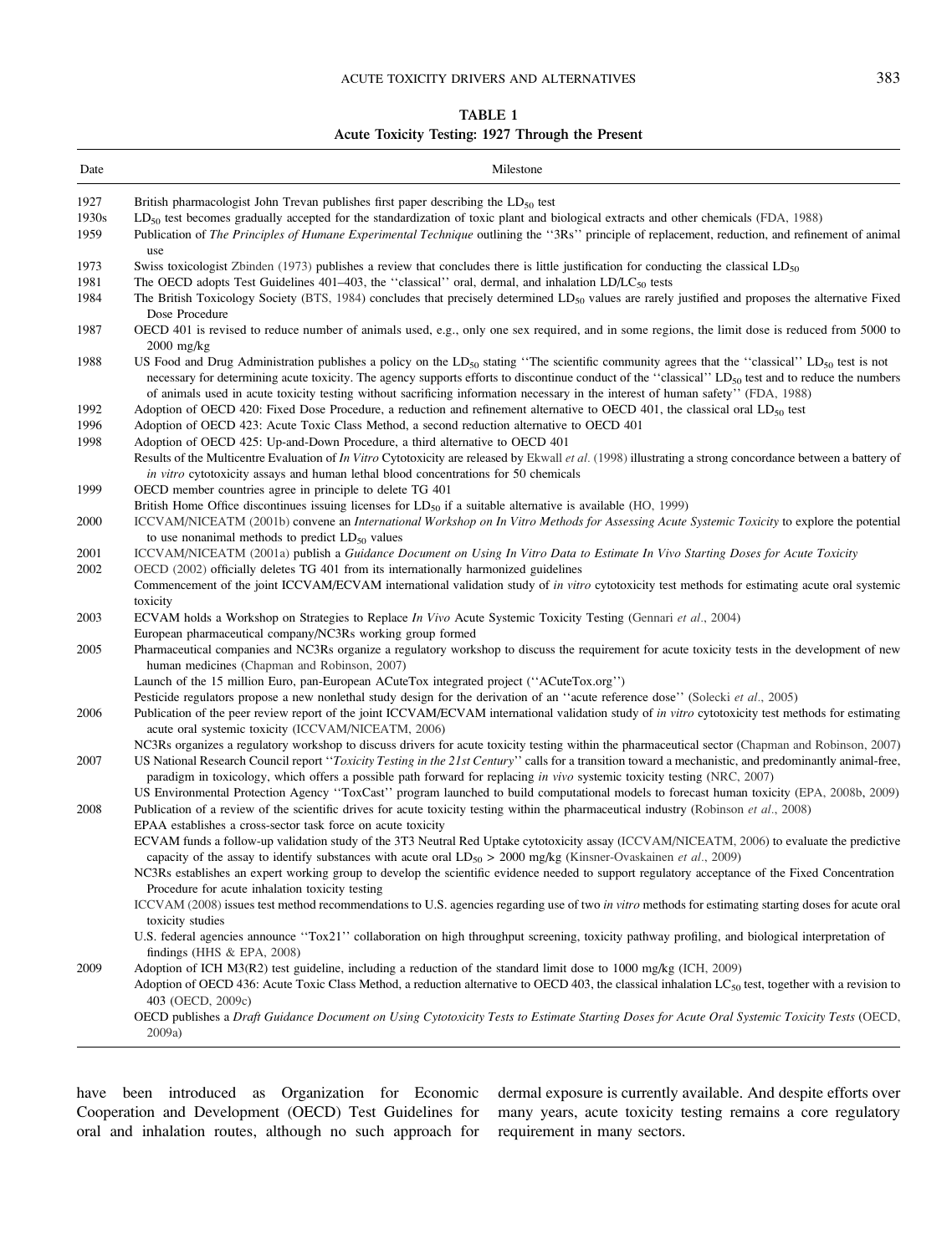**TABLE 1**
**Acute Toxicity Testing: 1927 Through the Present**

| Date | Milestone |
|---|---|
| 1927 | British pharmacologist John Trevan publishes first paper describing the $LD_{50}$ test |
| 1930s | $LD_{50}$ test becomes gradually accepted for the standardization of toxic plant and biological extracts and other chemicals (FDA, 1988) |
| 1959 | Publication of *The Principles of Humane Experimental Technique* outlining the ''3Rs'' principle of replacement, reduction, and refinement of animal use |
| 1973 | Swiss toxicologist Zbinden (1973) publishes a review that concludes there is little justification for conducting the classical $LD_{50}$ |
| 1981 | The OECD adopts Test Guidelines 401–403, the ''classical'' oral, dermal, and inhalation LD/$LC_{50}$ tests |
| 1984 | The British Toxicology Society (BTS, 1984) concludes that precisely determined $LD_{50}$ values are rarely justified and proposes the alternative Fixed Dose Procedure |
| 1987 | OECD 401 is revised to reduce number of animals used, e.g., only one sex required, and in some regions, the limit dose is reduced from 5000 to 2000 mg/kg |
| 1988 | US Food and Drug Administration publishes a policy on the $LD_{50}$ stating ''The scientific community agrees that the ''classical'' $LD_{50}$ test is not necessary for determining acute toxicity. The agency supports efforts to discontinue conduct of the ''classical'' $LD_{50}$ test and to reduce the numbers of animals used in acute toxicity testing without sacrificing information necessary in the interest of human safety'' (FDA, 1988) |
| 1992 | Adoption of OECD 420: Fixed Dose Procedure, a reduction and refinement alternative to OECD 401, the classical oral $LD_{50}$ test |
| 1996 | Adoption of OECD 423: Acute Toxic Class Method, a second reduction alternative to OECD 401 |
| 1998 | Adoption of OECD 425: Up-and-Down Procedure, a third alternative to OECD 401 |
| | Results of the Multicentre Evaluation of *In Vitro* Cytotoxicity are released by Ekwall *et al.* (1998) illustrating a strong concordance between a battery of *in vitro* cytotoxicity assays and human lethal blood concentrations for 50 chemicals |
| 1999 | OECD member countries agree in principle to delete TG 401 |
| | British Home Office discontinues issuing licenses for $LD_{50}$ if a suitable alternative is available (HO, 1999) |
| 2000 | ICCVAM/NICEATM (2001b) convene an *International Workshop on In Vitro Methods for Assessing Acute Systemic Toxicity* to explore the potential to use nonanimal methods to predict $LD_{50}$ values |
| 2001 | ICCVAM/NICEATM (2001a) publish a *Guidance Document on Using In Vitro Data to Estimate In Vivo Starting Doses for Acute Toxicity* |
| 2002 | OECD (2002) officially deletes TG 401 from its internationally harmonized guidelines |
| | Commencement of the joint ICCVAM/ECVAM international validation study of *in vitro* cytotoxicity test methods for estimating acute oral systemic toxicity |
| 2003 | ECVAM holds a Workshop on Strategies to Replace *In Vivo* Acute Systemic Toxicity Testing (Gennari *et al.*, 2004) |
| | European pharmaceutical company/NC3Rs working group formed |
| 2005 | Pharmaceutical companies and NC3Rs organize a regulatory workshop to discuss the requirement for acute toxicity tests in the development of new human medicines (Chapman and Robinson, 2007) |
| | Launch of the 15 million Euro, pan-European ACuteTox integrated project (''ACuteTox.org'') |
| | Pesticide regulators propose a new nonlethal study design for the derivation of an ''acute reference dose'' (Solecki *et al.*, 2005) |
| 2006 | Publication of the peer review report of the joint ICCVAM/ECVAM international validation study of *in vitro* cytotoxicity test methods for estimating acute oral systemic toxicity (ICCVAM/NICEATM, 2006) |
| | NC3Rs organizes a regulatory workshop to discuss drivers for acute toxicity testing within the pharmaceutical sector (Chapman and Robinson, 2007) |
| 2007 | US National Research Council report ''*Toxicity Testing in the 21st Century*'' calls for a transition toward a mechanistic, and predominantly animal-free, paradigm in toxicology, which offers a possible path forward for replacing *in vivo* systemic toxicity testing (NRC, 2007) |
| | US Environmental Protection Agency ''ToxCast'' program launched to build computational models to forecast human toxicity (EPA, 2008b, 2009) |
| 2008 | Publication of a review of the scientific drives for acute toxicity testing within the pharmaceutical industry (Robinson *et al.*, 2008) |
| | EPAA establishes a cross-sector task force on acute toxicity |
| | ECVAM funds a follow-up validation study of the 3T3 Neutral Red Uptake cytotoxicity assay (ICCVAM/NICEATM, 2006) to evaluate the predictive capacity of the assay to identify substances with acute oral $LD_{50}$ > 2000 mg/kg (Kinsner-Ovaskainen *et al.*, 2009) |
| | NC3Rs establishes an expert working group to develop the scientific evidence needed to support regulatory acceptance of the Fixed Concentration Procedure for acute inhalation toxicity testing |
| | ICCVAM (2008) issues test method recommendations to U.S. agencies regarding use of two *in vitro* methods for estimating starting doses for acute oral toxicity studies |
| | U.S. federal agencies announce ''Tox21'' collaboration on high throughput screening, toxicity pathway profiling, and biological interpretation of findings (HHS & EPA, 2008) |
| 2009 | Adoption of ICH M3(R2) test guideline, including a reduction of the standard limit dose to 1000 mg/kg (ICH, 2009) |
| | Adoption of OECD 436: Acute Toxic Class Method, a reduction alternative to OECD 403, the classical inhalation $LC_{50}$ test, together with a revision to 403 (OECD, 2009c) |
| | OECD publishes a *Draft Guidance Document on Using Cytotoxicity Tests to Estimate Starting Doses for Acute Oral Systemic Toxicity Tests* (OECD, 2009a) |

have been introduced as Organization for Economic Cooperation and Development (OECD) Test Guidelines for oral and inhalation routes, although no such approach for dermal exposure is currently available. And despite efforts over many years, acute toxicity testing remains a core regulatory requirement in many sectors.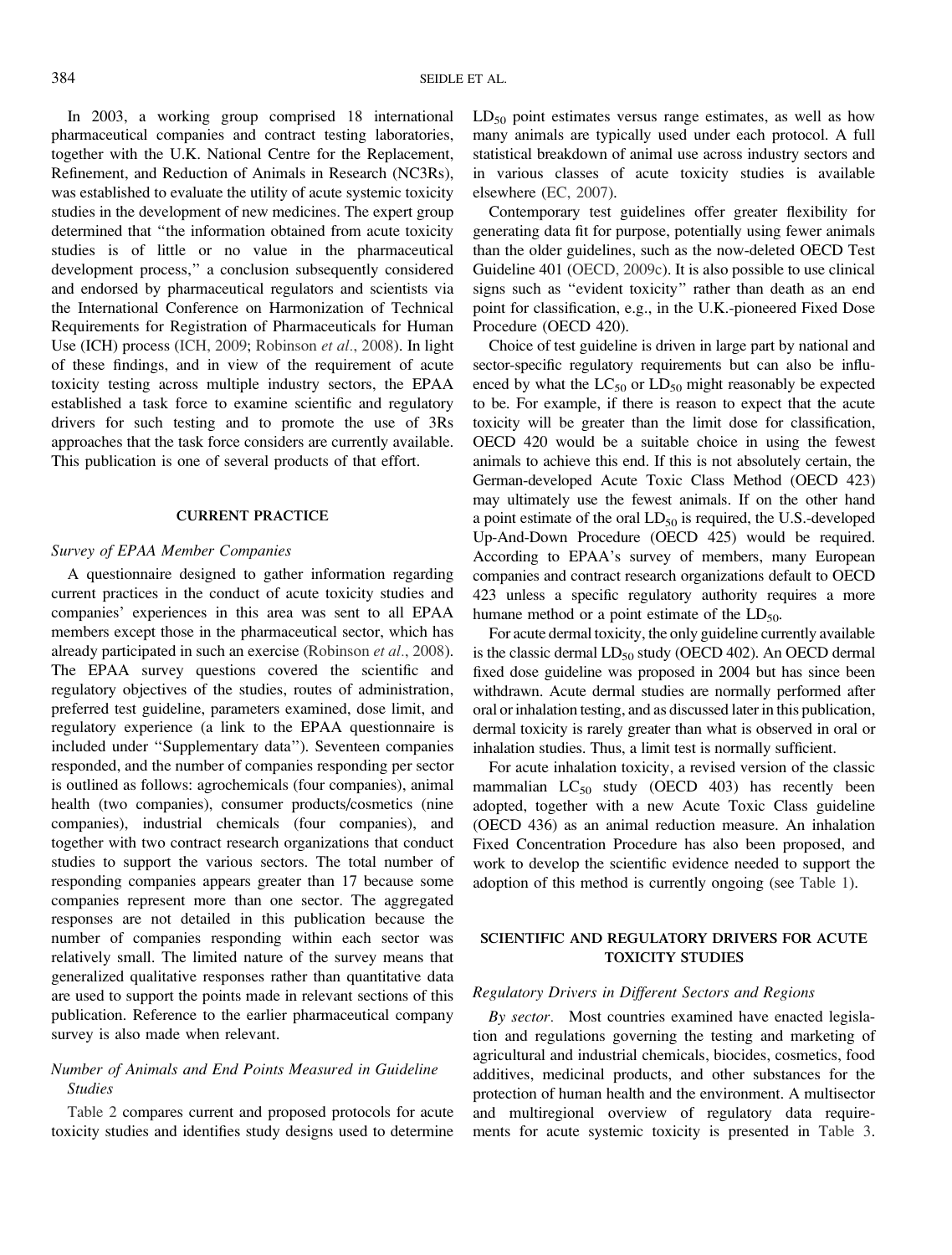In 2003, a working group comprised 18 international pharmaceutical companies and contract testing laboratories, together with the U.K. National Centre for the Replacement, Refinement, and Reduction of Animals in Research (NC3Rs), was established to evaluate the utility of acute systemic toxicity studies in the development of new medicines. The expert group determined that "the information obtained from acute toxicity studies is of little or no value in the pharmaceutical development process," a conclusion subsequently considered and endorsed by pharmaceutical regulators and scientists via the International Conference on Harmonization of Technical Requirements for Registration of Pharmaceuticals for Human Use (ICH) process (ICH, 2009; Robinson *et al*., 2008). In light of these findings, and in view of the requirement of acute toxicity testing across multiple industry sectors, the EPAA established a task force to examine scientific and regulatory drivers for such testing and to promote the use of 3Rs approaches that the task force considers are currently available. This publication is one of several products of that effort.

## CURRENT PRACTICE

### *Survey of EPAA Member Companies*

A questionnaire designed to gather information regarding current practices in the conduct of acute toxicity studies and companies' experiences in this area was sent to all EPAA members except those in the pharmaceutical sector, which has already participated in such an exercise (Robinson *et al*., 2008). The EPAA survey questions covered the scientific and regulatory objectives of the studies, routes of administration, preferred test guideline, parameters examined, dose limit, and regulatory experience (a link to the EPAA questionnaire is included under "Supplementary data"). Seventeen companies responded, and the number of companies responding per sector is outlined as follows: agrochemicals (four companies), animal health (two companies), consumer products/cosmetics (nine companies), industrial chemicals (four companies), and together with two contract research organizations that conduct studies to support the various sectors. The total number of responding companies appears greater than 17 because some companies represent more than one sector. The aggregated responses are not detailed in this publication because the number of companies responding within each sector was relatively small. The limited nature of the survey means that generalized qualitative responses rather than quantitative data are used to support the points made in relevant sections of this publication. Reference to the earlier pharmaceutical company survey is also made when relevant.

### *Number of Animals and End Points Measured in Guideline Studies*

Table 2 compares current and proposed protocols for acute toxicity studies and identifies study designs used to determine $LD_{50}$ point estimates versus range estimates, as well as how many animals are typically used under each protocol. A full statistical breakdown of animal use across industry sectors and in various classes of acute toxicity studies is available elsewhere (EC, 2007).

Contemporary test guidelines offer greater flexibility for generating data fit for purpose, potentially using fewer animals than the older guidelines, such as the now-deleted OECD Test Guideline 401 (OECD, 2009c). It is also possible to use clinical signs such as "evident toxicity" rather than death as an end point for classification, e.g., in the U.K.-pioneered Fixed Dose Procedure (OECD 420).

Choice of test guideline is driven in large part by national and sector-specific regulatory requirements but can also be influenced by what the $LC_{50}$ or $LD_{50}$ might reasonably be expected to be. For example, if there is reason to expect that the acute toxicity will be greater than the limit dose for classification, OECD 420 would be a suitable choice in using the fewest animals to achieve this end. If this is not absolutely certain, the German-developed Acute Toxic Class Method (OECD 423) may ultimately use the fewest animals. If on the other hand a point estimate of the oral $LD_{50}$ is required, the U.S.-developed Up-And-Down Procedure (OECD 425) would be required. According to EPAA's survey of members, many European companies and contract research organizations default to OECD 423 unless a specific regulatory authority requires a more humane method or a point estimate of the $LD_{50}$.

For acute dermal toxicity, the only guideline currently available is the classic dermal $LD_{50}$ study (OECD 402). An OECD dermal fixed dose guideline was proposed in 2004 but has since been withdrawn. Acute dermal studies are normally performed after oral or inhalation testing, and as discussed later in this publication, dermal toxicity is rarely greater than what is observed in oral or inhalation studies. Thus, a limit test is normally sufficient.

For acute inhalation toxicity, a revised version of the classic mammalian $LC_{50}$ study (OECD 403) has recently been adopted, together with a new Acute Toxic Class guideline (OECD 436) as an animal reduction measure. An inhalation Fixed Concentration Procedure has also been proposed, and work to develop the scientific evidence needed to support the adoption of this method is currently ongoing (see Table 1).

## SCIENTIFIC AND REGULATORY DRIVERS FOR ACUTE TOXICITY STUDIES

### *Regulatory Drivers in Different Sectors and Regions*

*By sector*. Most countries examined have enacted legislation and regulations governing the testing and marketing of agricultural and industrial chemicals, biocides, cosmetics, food additives, medicinal products, and other substances for the protection of human health and the environment. A multisector and multiregional overview of regulatory data requirements for acute systemic toxicity is presented in Table 3.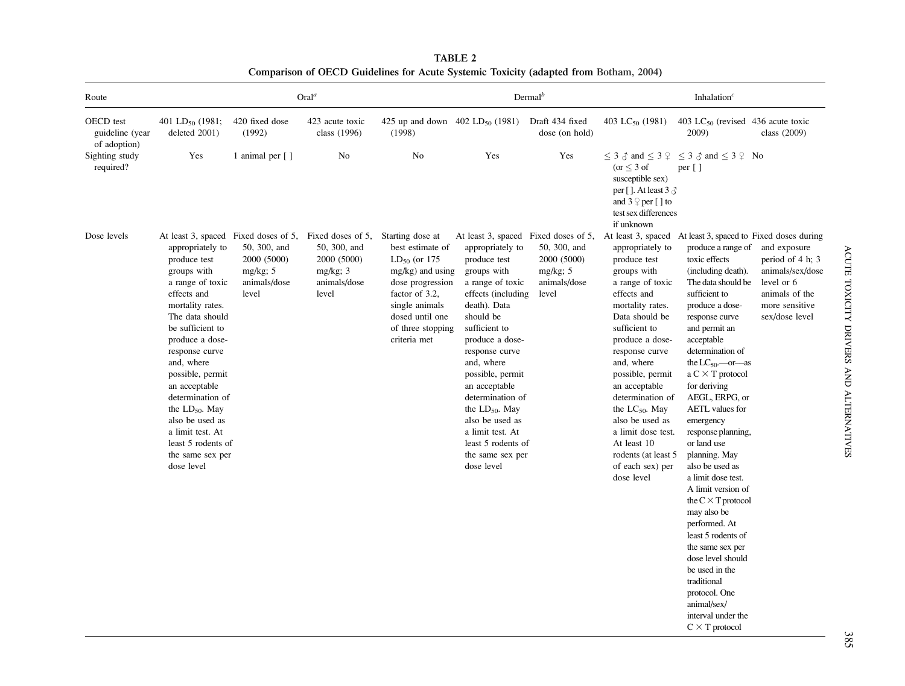**TABLE 2**
**Comparison of OECD Guidelines for Acute Systemic Toxicity (adapted from Botham, 2004)**

| Route | Oral[a] | | | | Dermal[b] | | Inhalation[c] | | |
|---|---|---|---|---|---|---|---|---|---|
| OECD test guideline (year of adoption) | 401 $LD_{50}$ (1981; deleted 2001) | 420 fixed dose (1992) | 423 acute toxic class (1996) | 425 up and down (1998) | 402 $LD_{50}$ (1981) | Draft 434 fixed dose (on hold) | 403 $LC_{50}$ (1981) | 403 $LC_{50}$ (revised 2009) | 436 acute toxic class (2009) |
| Sighting study required? | Yes | 1 animal per [ ] | No | No | Yes | Yes | ≤ 3 ♂ and ≤ 3 ♀ (or ≤ 3 of susceptible sex) per [ ]. At least 3 ♂ and 3 ♀ per [ ] to test sex differences if unknown | ≤ 3 ♂ and ≤ 3 ♀ per [ ] | No |
| Dose levels | At least 3, spaced appropriately to produce test groups with a range of toxic effects and mortality rates. The data should be sufficient to produce a dose-response curve and, where possible, permit an acceptable determination of the $LD_{50}$. May also be used as a limit test. At least 5 rodents of the same sex per dose level | Fixed doses of 5, 50, 300, and 2000 (5000) mg/kg; 5 animals/dose level | Fixed doses of 5, 50, 300, and 2000 (5000) mg/kg; 3 animals/dose level | Starting dose at best estimate of $LD_{50}$ (or 175 mg/kg) and using dose progression factor of 3.2, single animals dosed until one of three stopping criteria met | At least 3, spaced appropriately to produce test groups with a range of toxic effects (including death). Data should be sufficient to produce a dose-response curve and, where possible, permit an acceptable determination of the $LD_{50}$. May also be used as a limit test. At least 5 rodents of the same sex per dose level | Fixed doses of 5, 50, 300, and 2000 (5000) mg/kg; 5 animals/dose level | At least 3, spaced appropriately to produce test groups with a range of toxic effects and mortality rates. Data should be sufficient to produce a dose-response curve and, where possible, permit an acceptable determination of the $LC_{50}$. May also be used as a limit dose test. At least 10 rodents (at least 5 of each sex) per dose level | At least 3, spaced to produce a range of toxic effects (including death). The data should be sufficient to produce a dose-response curve and permit an acceptable determination of the $LC_{50}$.—or—as a C × T protocol for deriving AEGL, ERPG, or AETL values for emergency response planning, or land use planning. May also be used as a limit dose test. A limit version of the C × T protocol may also be performed. At least 5 rodents of the same sex per dose level should be used in the traditional protocol. One animal/sex/interval under the C × T protocol | Fixed doses during and exposure period of 4 h; 3 animals/sex/dose level or 6 animals of the more sensitive sex/dose level |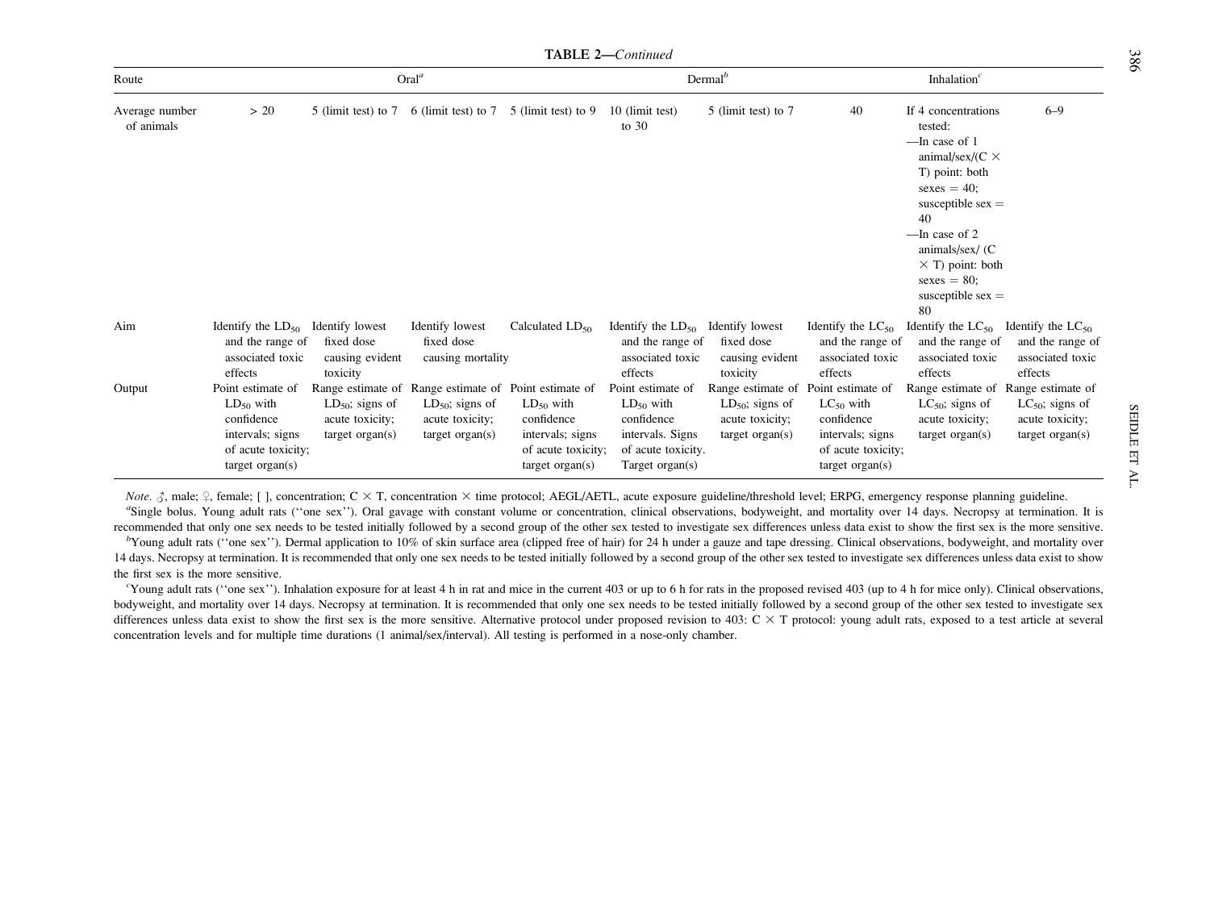**TABLE 2—*Continued***

| Route | Oral[a] | | | | Dermal[b] | | Inhalation[c] | | |
|---|---|---|---|---|---|---|---|---|---|
| Average number of animals | > 20 | 5 (limit test) to 7 | 6 (limit test) to 7 | 5 (limit test) to 9 | 10 (limit test) to 30 | 5 (limit test) to 7 | 40 | If 4 concentrations tested: —In case of 1 animal/sex/(C × T) point: both sexes = 40; susceptible sex = 40 —In case of 2 animals/sex/ (C × T) point: both sexes = 80; susceptible sex = 80 | 6–9 |
| Aim | Identify the $LD_{50}$ and the range of associated toxic effects | Identify lowest fixed dose causing evident toxicity | Identify lowest fixed dose causing mortality | Calculated $LD_{50}$ | Identify the $LD_{50}$ and the range of associated toxic effects | Identify lowest fixed dose causing evident toxicity | Identify the $LC_{50}$ and the range of associated toxic effects | Identify the $LC_{50}$ and the range of associated toxic effects | Identify the $LC_{50}$ and the range of associated toxic effects |
| Output | Point estimate of $LD_{50}$ with confidence intervals; signs of acute toxicity; target organ(s) | Range estimate of $LD_{50}$; signs of acute toxicity; target organ(s) | Range estimate of $LD_{50}$; signs of acute toxicity; target organ(s) | Point estimate of $LD_{50}$ with confidence intervals; signs of acute toxicity; target organ(s) | Point estimate of $LD_{50}$ with confidence intervals. Signs of acute toxicity. Target organ(s) | Range estimate of $LD_{50}$; signs of acute toxicity; target organ(s) | Point estimate of $LC_{50}$ with confidence intervals; signs of acute toxicity; target organ(s) | Range estimate of $LC_{50}$; signs of acute toxicity; target organ(s) | Range estimate of $LC_{50}$; signs of acute toxicity; target organ(s) |

*Note.* ♂, male; ♀, female; [ ], concentration; C × T, concentration × time protocol; AEGL/AETL, acute exposure guideline/threshold level; ERPG, emergency response planning guideline.

[a]Single bolus. Young adult rats (''one sex''). Oral gavage with constant volume or concentration, clinical observations, bodyweight, and mortality over 14 days. Necropsy at termination. It is recommended that only one sex needs to be tested initially followed by a second group of the other sex tested to investigate sex differences unless data exist to show the first sex is the more sensitive.

[b]Young adult rats (''one sex''). Dermal application to 10% of skin surface area (clipped free of hair) for 24 h under a gauze and tape dressing. Clinical observations, bodyweight, and mortality over 14 days. Necropsy at termination. It is recommended that only one sex needs to be tested initially followed by a second group of the other sex tested to investigate sex differences unless data exist to show the first sex is the more sensitive.

[c]Young adult rats (''one sex''). Inhalation exposure for at least 4 h in rat and mice in the current 403 or up to 6 h for rats in the proposed revised 403 (up to 4 h for mice only). Clinical observations, bodyweight, and mortality over 14 days. Necropsy at termination. It is recommended that only one sex needs to be tested initially followed by a second group of the other sex tested to investigate sex differences unless data exist to show the first sex is the more sensitive. Alternative protocol under proposed revision to 403: C × T protocol: young adult rats, exposed to a test article at several concentration levels and for multiple time durations (1 animal/sex/interval). All testing is performed in a nose-only chamber.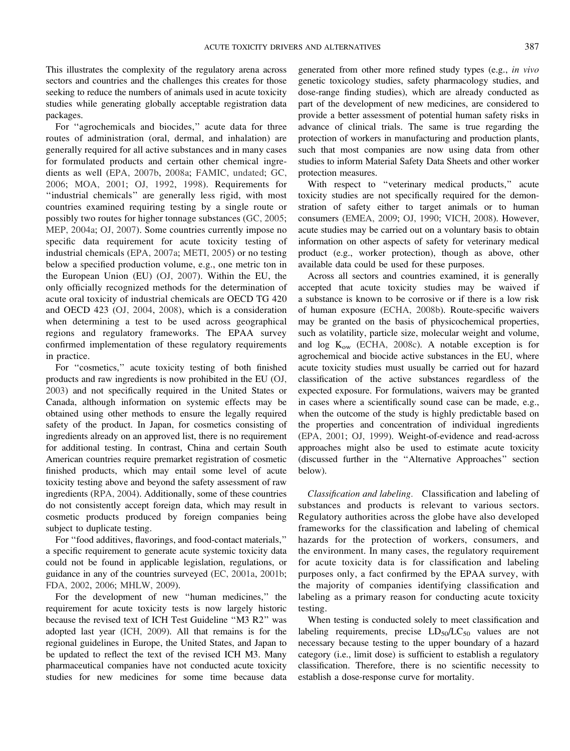This illustrates the complexity of the regulatory arena across sectors and countries and the challenges this creates for those seeking to reduce the numbers of animals used in acute toxicity studies while generating globally acceptable registration data packages.

For ''agrochemicals and biocides,'' acute data for three routes of administration (oral, dermal, and inhalation) are generally required for all active substances and in many cases for formulated products and certain other chemical ingredients as well (EPA, 2007b, 2008a; FAMIC, undated; GC, 2006; MOA, 2001; OJ, 1992, 1998). Requirements for ''industrial chemicals'' are generally less rigid, with most countries examined requiring testing by a single route or possibly two routes for higher tonnage substances (GC, 2005; MEP, 2004a; OJ, 2007). Some countries currently impose no specific data requirement for acute toxicity testing of industrial chemicals (EPA, 2007a; METI, 2005) or no testing below a specified production volume, e.g., one metric ton in the European Union (EU) (OJ, 2007). Within the EU, the only officially recognized methods for the determination of acute oral toxicity of industrial chemicals are OECD TG 420 and OECD 423 (OJ, 2004, 2008), which is a consideration when determining a test to be used across geographical regions and regulatory frameworks. The EPAA survey confirmed implementation of these regulatory requirements in practice.

For ''cosmetics,'' acute toxicity testing of both finished products and raw ingredients is now prohibited in the EU (OJ, 2003) and not specifically required in the United States or Canada, although information on systemic effects may be obtained using other methods to ensure the legally required safety of the product. In Japan, for cosmetics consisting of ingredients already on an approved list, there is no requirement for additional testing. In contrast, China and certain South American countries require premarket registration of cosmetic finished products, which may entail some level of acute toxicity testing above and beyond the safety assessment of raw ingredients (RPA, 2004). Additionally, some of these countries do not consistently accept foreign data, which may result in cosmetic products produced by foreign companies being subject to duplicate testing.

For ''food additives, flavorings, and food-contact materials,'' a specific requirement to generate acute systemic toxicity data could not be found in applicable legislation, regulations, or guidance in any of the countries surveyed (EC, 2001a, 2001b; FDA, 2002, 2006; MHLW, 2009).

For the development of new ''human medicines,'' the requirement for acute toxicity tests is now largely historic because the revised text of ICH Test Guideline ''M3 R2'' was adopted last year (ICH, 2009). All that remains is for the regional guidelines in Europe, the United States, and Japan to be updated to reflect the text of the revised ICH M3. Many pharmaceutical companies have not conducted acute toxicity studies for new medicines for some time because data generated from other more refined study types (e.g., *in vivo* genetic toxicology studies, safety pharmacology studies, and dose-range finding studies), which are already conducted as part of the development of new medicines, are considered to provide a better assessment of potential human safety risks in advance of clinical trials. The same is true regarding the protection of workers in manufacturing and production plants, such that most companies are now using data from other studies to inform Material Safety Data Sheets and other worker protection measures.

With respect to ''veterinary medical products,'' acute toxicity studies are not specifically required for the demonstration of safety either to target animals or to human consumers (EMEA, 2009; OJ, 1990; VICH, 2008). However, acute studies may be carried out on a voluntary basis to obtain information on other aspects of safety for veterinary medical product (e.g., worker protection), though as above, other available data could be used for these purposes.

Across all sectors and countries examined, it is generally accepted that acute toxicity studies may be waived if a substance is known to be corrosive or if there is a low risk of human exposure (ECHA, 2008b). Route-specific waivers may be granted on the basis of physicochemical properties, such as volatility, particle size, molecular weight and volume, and log $K_{ow}$ (ECHA, 2008c). A notable exception is for agrochemical and biocide active substances in the EU, where acute toxicity studies must usually be carried out for hazard classification of the active substances regardless of the expected exposure. For formulations, waivers may be granted in cases where a scientifically sound case can be made, e.g., when the outcome of the study is highly predictable based on the properties and concentration of individual ingredients (EPA, 2001; OJ, 1999). Weight-of-evidence and read-across approaches might also be used to estimate acute toxicity (discussed further in the ''Alternative Approaches'' section below).

*Classification and labeling.* Classification and labeling of substances and products is relevant to various sectors. Regulatory authorities across the globe have also developed frameworks for the classification and labeling of chemical hazards for the protection of workers, consumers, and the environment. In many cases, the regulatory requirement for acute toxicity data is for classification and labeling purposes only, a fact confirmed by the EPAA survey, with the majority of companies identifying classification and labeling as a primary reason for conducting acute toxicity testing.

When testing is conducted solely to meet classification and labeling requirements, precise $LD_{50}/LC_{50}$ values are not necessary because testing to the upper boundary of a hazard category (i.e., limit dose) is sufficient to establish a regulatory classification. Therefore, there is no scientific necessity to establish a dose-response curve for mortality.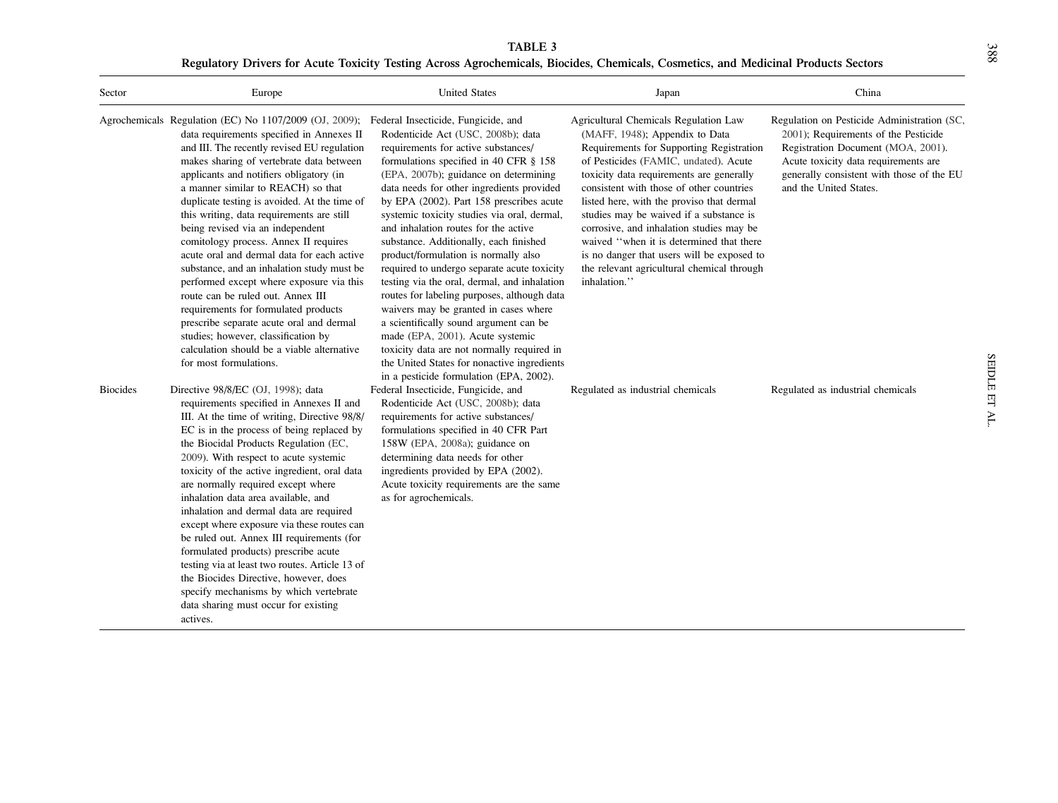**TABLE 3**

**Regulatory Drivers for Acute Toxicity Testing Across Agrochemicals, Biocides, Chemicals, Cosmetics, and Medicinal Products Sectors**

| Sector | Europe | United States | Japan | China |
|---|---|---|---|---|
| Agrochemicals | Regulation (EC) No 1107/2009 (OJ, 2009); data requirements specified in Annexes II and III. The recently revised EU regulation makes sharing of vertebrate data between applicants and notifiers obligatory (in a manner similar to REACH) so that duplicate testing is avoided. At the time of this writing, data requirements are still being revised via an independent comitology process. Annex II requires acute oral and dermal data for each active substance, and an inhalation study must be performed except where exposure via this route can be ruled out. Annex III requirements for formulated products prescribe separate acute oral and dermal studies; however, classification by calculation should be a viable alternative for most formulations. | Federal Insecticide, Fungicide, and Rodenticide Act (USC, 2008b); data requirements for active substances/ formulations specified in 40 CFR § 158 (EPA, 2007b); guidance on determining data needs for other ingredients provided by EPA (2002). Part 158 prescribes acute systemic toxicity studies via oral, dermal, and inhalation routes for the active substance. Additionally, each finished product/formulation is normally also required to undergo separate acute toxicity testing via the oral, dermal, and inhalation routes for labeling purposes, although data waivers may be granted in cases where a scientifically sound argument can be made (EPA, 2001). Acute systemic toxicity data are not normally required in the United States for nonactive ingredients in a pesticide formulation (EPA, 2002). | Agricultural Chemicals Regulation Law (MAFF, 1948); Appendix to Data Requirements for Supporting Registration of Pesticides (FAMIC, undated). Acute toxicity data requirements are generally consistent with those of other countries listed here, with the proviso that dermal studies may be waived if a substance is corrosive, and inhalation studies may be waived ''when it is determined that there is no danger that users will be exposed to the relevant agricultural chemical through inhalation.'' | Regulation on Pesticide Administration (SC, 2001); Requirements of the Pesticide Registration Document (MOA, 2001). Acute toxicity data requirements are generally consistent with those of the EU and the United States. |
| Biocides | Directive 98/8/EC (OJ, 1998); data requirements specified in Annexes II and III. At the time of writing, Directive 98/8/EC is in the process of being replaced by the Biocidal Products Regulation (EC, 2009). With respect to acute systemic toxicity of the active ingredient, oral data are normally required except where inhalation data area available, and inhalation and dermal data are required except where exposure via these routes can be ruled out. Annex III requirements (for formulated products) prescribe acute testing via at least two routes. Article 13 of the Biocides Directive, however, does specify mechanisms by which vertebrate data sharing must occur for existing actives. | Federal Insecticide, Fungicide, and Rodenticide Act (USC, 2008b); data requirements for active substances/ formulations specified in 40 CFR Part 158W (EPA, 2008a); guidance on determining data needs for other ingredients provided by EPA (2002). Acute toxicity requirements are the same as for agrochemicals. | Regulated as industrial chemicals | Regulated as industrial chemicals |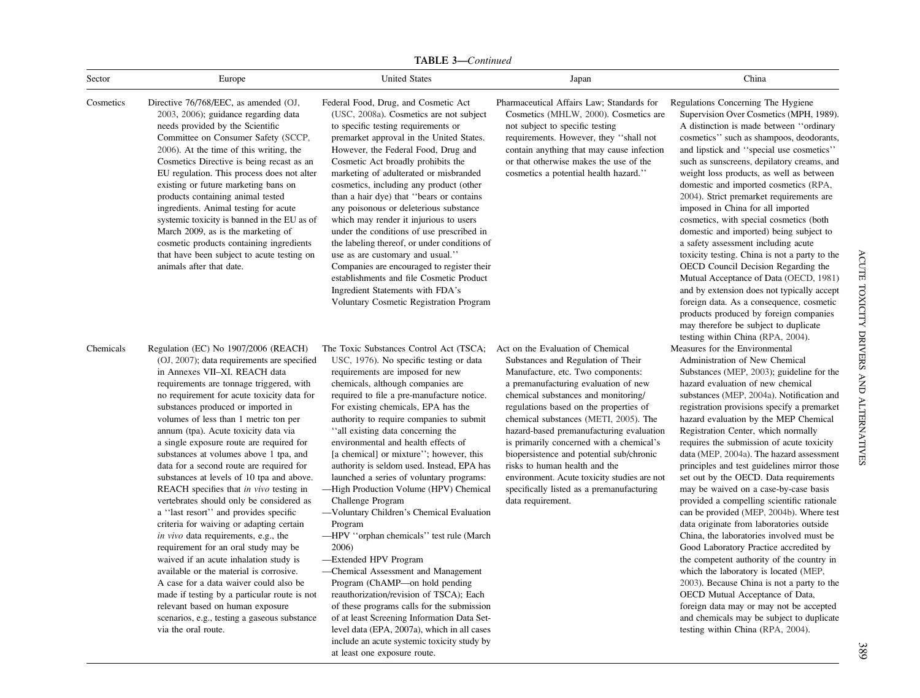**TABLE 3—*Continued***

| Sector | Europe | United States | Japan | China |
|---|---|---|---|---|
| Cosmetics | Directive 76/768/EEC, as amended (OJ, 2003, 2006); guidance regarding data needs provided by the Scientific Committee on Consumer Safety (SCCP, 2006). At the time of this writing, the Cosmetics Directive is being recast as an EU regulation. This process does not alter existing or future marketing bans on products containing animal tested ingredients. Animal testing for acute systemic toxicity is banned in the EU as of March 2009, as is the marketing of cosmetic products containing ingredients that have been subject to acute testing on animals after that date. | Federal Food, Drug, and Cosmetic Act (USC, 2008a). Cosmetics are not subject to specific testing requirements or premarket approval in the United States. However, the Federal Food, Drug and Cosmetic Act broadly prohibits the marketing of adulterated or misbranded cosmetics, including any product (other than a hair dye) that ''bears or contains any poisonous or deleterious substance which may render it injurious to users under the conditions of use prescribed in the labeling thereof, or under conditions of use as are customary and usual.'' Companies are encouraged to register their establishments and file Cosmetic Product Ingredient Statements with FDA's Voluntary Cosmetic Registration Program | Pharmaceutical Affairs Law; Standards for Cosmetics (MHLW, 2000). Cosmetics are not subject to specific testing requirements. However, they ''shall not contain anything that may cause infection or that otherwise makes the use of the cosmetics a potential health hazard.'' | Regulations Concerning The Hygiene Supervision Over Cosmetics (MPH, 1989). A distinction is made between ''ordinary cosmetics'' such as shampoos, deodorants, and lipstick and ''special use cosmetics'' such as sunscreens, depilatory creams, and weight loss products, as well as between domestic and imported cosmetics (RPA, 2004). Strict premarket requirements are imposed in China for all imported cosmetics, with special cosmetics (both domestic and imported) being subject to a safety assessment including acute toxicity testing. China is not a party to the OECD Council Decision Regarding the Mutual Acceptance of Data (OECD, 1981) and by extension does not typically accept foreign data. As a consequence, cosmetic products produced by foreign companies may therefore be subject to duplicate testing within China (RPA, 2004). |
| Chemicals | Regulation (EC) No 1907/2006 (REACH) (OJ, 2007); data requirements are specified in Annexes VII–XI. REACH data requirements are tonnage triggered, with no requirement for acute toxicity data for substances produced or imported in volumes of less than 1 metric ton per annum (tpa). Acute toxicity data via a single exposure route are required for substances at volumes above 1 tpa, and data for a second route are required for substances at levels of 10 tpa and above. REACH specifies that *in vivo* testing in vertebrates should only be considered as a ''last resort'' and provides specific criteria for waiving or adapting certain *in vivo* data requirements, e.g., the requirement for an oral study may be waived if an acute inhalation study is available or the material is corrosive. A case for a data waiver could also be made if testing by a particular route is not relevant based on human exposure scenarios, e.g., testing a gaseous substance via the oral route. | The Toxic Substances Control Act (TSCA; USC, 1976). No specific testing or data requirements are imposed for new chemicals, although companies are required to file a pre-manufacture notice. For existing chemicals, EPA has the authority to require companies to submit ''all existing data concerning the environmental and health effects of [a chemical] or mixture''; however, this authority is seldom used. Instead, EPA has launched a series of voluntary programs:<br>—High Production Volume (HPV) Chemical Challenge Program<br>—Voluntary Children's Chemical Evaluation Program<br>—HPV ''orphan chemicals'' test rule (March 2006)<br>—Extended HPV Program<br>—Chemical Assessment and Management Program (ChAMP—on hold pending reauthorization/revision of TSCA); Each of these programs calls for the submission of at least Screening Information Data Set-level data (EPA, 2007a), which in all cases include an acute systemic toxicity study by at least one exposure route. | Act on the Evaluation of Chemical Substances and Regulation of Their Manufacture, etc. Two components: a premanufacturing evaluation of new chemical substances and monitoring/regulations based on the properties of chemical substances (METI, 2005). The hazard-based premanufacturing evaluation is primarily concerned with a chemical's biopersistence and potential sub/chronic risks to human health and the environment. Acute toxicity studies are not specifically listed as a premanufacturing data requirement. | Measures for the Environmental Administration of New Chemical Substances (MEP, 2003); guideline for the hazard evaluation of new chemical substances (MEP, 2004a). Notification and registration provisions specify a premarket hazard evaluation by the MEP Chemical Registration Center, which normally requires the submission of acute toxicity data (MEP, 2004a). The hazard assessment principles and test guidelines mirror those set out by the OECD. Data requirements may be waived on a case-by-case basis provided a compelling scientific rationale can be provided (MEP, 2004b). Where test data originate from laboratories outside China, the laboratories involved must be Good Laboratory Practice accredited by the competent authority of the country in which the laboratory is located (MEP, 2003). Because China is not a party to the OECD Mutual Acceptance of Data, foreign data may or may not be accepted and chemicals may be subject to duplicate testing within China (RPA, 2004). |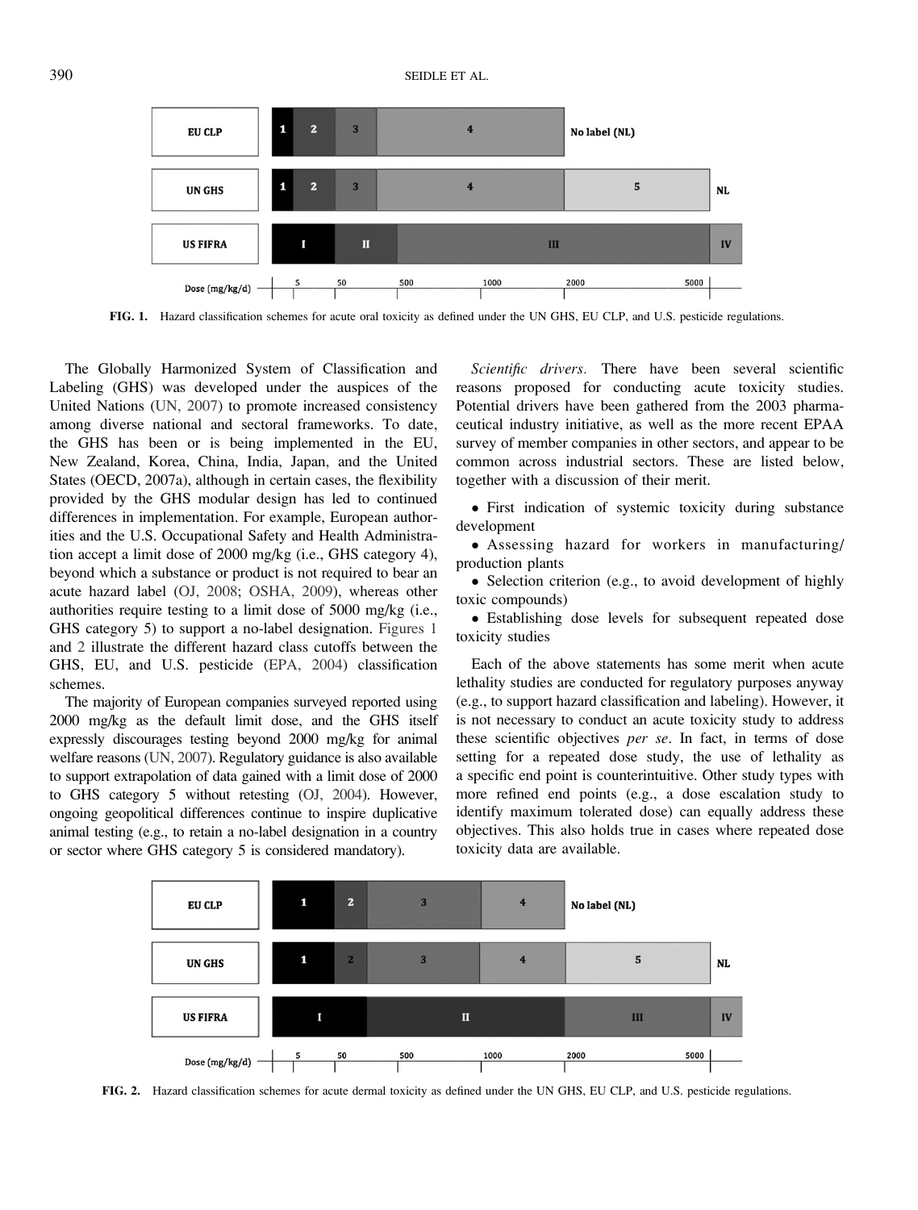FIG. 1. Hazard classification schemes for acute oral toxicity as defined under the UN GHS, EU CLP, and U.S. pesticide regulations.

The Globally Harmonized System of Classification and Labeling (GHS) was developed under the auspices of the United Nations (UN, 2007) to promote increased consistency among diverse national and sectoral frameworks. To date, the GHS has been or is being implemented in the EU, New Zealand, Korea, China, India, Japan, and the United States (OECD, 2007a), although in certain cases, the flexibility provided by the GHS modular design has led to continued differences in implementation. For example, European authorities and the U.S. Occupational Safety and Health Administration accept a limit dose of 2000 mg/kg (i.e., GHS category 4), beyond which a substance or product is not required to bear an acute hazard label (OJ, 2008; OSHA, 2009), whereas other authorities require testing to a limit dose of 5000 mg/kg (i.e., GHS category 5) to support a no-label designation. Figures 1 and 2 illustrate the different hazard class cutoffs between the GHS, EU, and U.S. pesticide (EPA, 2004) classification schemes.

The majority of European companies surveyed reported using 2000 mg/kg as the default limit dose, and the GHS itself expressly discourages testing beyond 2000 mg/kg for animal welfare reasons (UN, 2007). Regulatory guidance is also available to support extrapolation of data gained with a limit dose of 2000 to GHS category 5 without retesting (OJ, 2004). However, ongoing geopolitical differences continue to inspire duplicative animal testing (e.g., to retain a no-label designation in a country or sector where GHS category 5 is considered mandatory).

*Scientific drivers*. There have been several scientific reasons proposed for conducting acute toxicity studies. Potential drivers have been gathered from the 2003 pharmaceutical industry initiative, as well as the more recent EPAA survey of member companies in other sectors, and appear to be common across industrial sectors. These are listed below, together with a discussion of their merit.

- First indication of systemic toxicity during substance development
- Assessing hazard for workers in manufacturing/production plants
- Selection criterion (e.g., to avoid development of highly toxic compounds)
- Establishing dose levels for subsequent repeated dose toxicity studies

Each of the above statements has some merit when acute lethality studies are conducted for regulatory purposes anyway (e.g., to support hazard classification and labeling). However, it is not necessary to conduct an acute toxicity study to address these scientific objectives *per se*. In fact, in terms of dose setting for a repeated dose study, the use of lethality as a specific end point is counterintuitive. Other study types with more refined end points (e.g., a dose escalation study to identify maximum tolerated dose) can equally address these objectives. This also holds true in cases where repeated dose toxicity data are available.

FIG. 2. Hazard classification schemes for acute dermal toxicity as defined under the UN GHS, EU CLP, and U.S. pesticide regulations.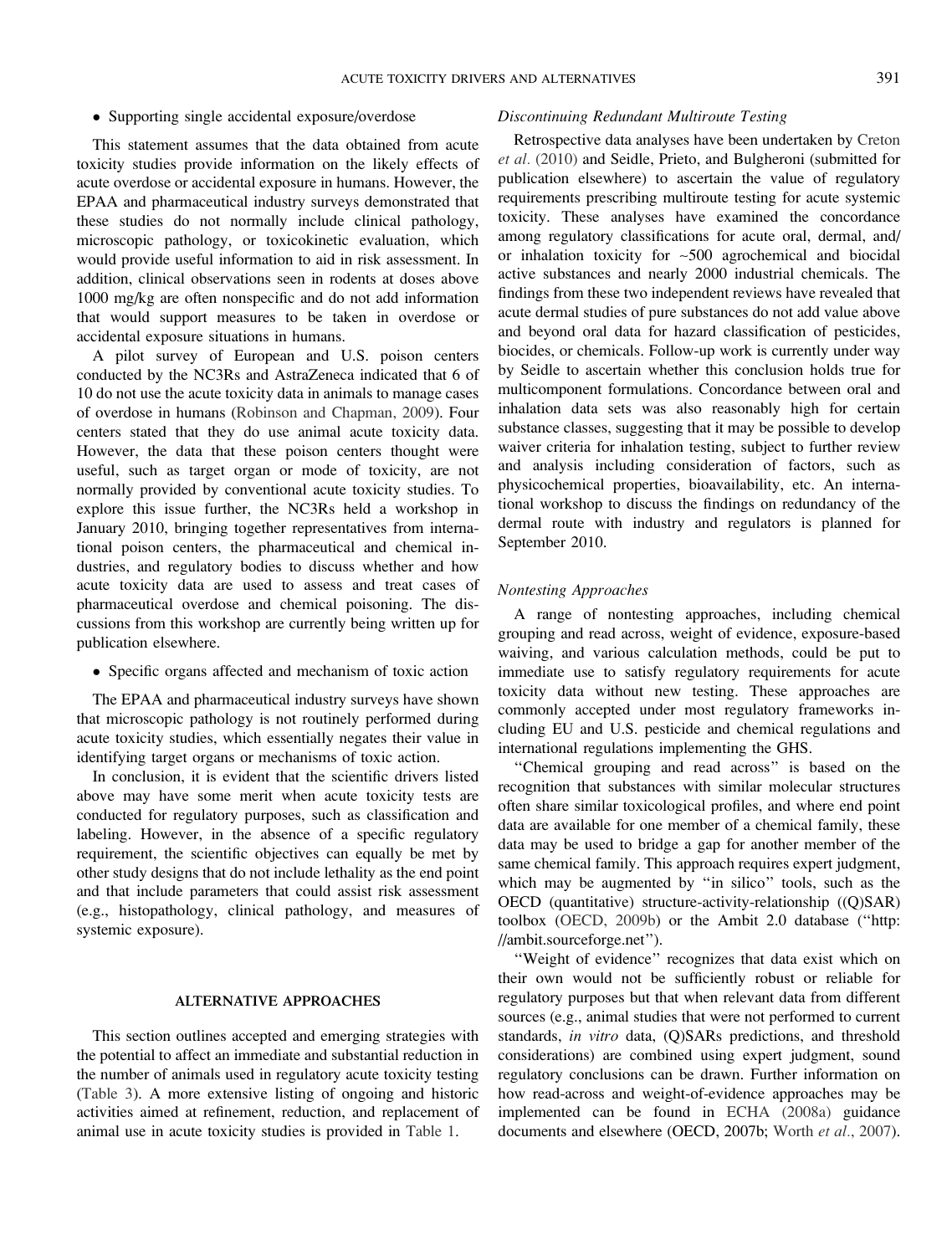- Supporting single accidental exposure/overdose

This statement assumes that the data obtained from acute toxicity studies provide information on the likely effects of acute overdose or accidental exposure in humans. However, the EPAA and pharmaceutical industry surveys demonstrated that these studies do not normally include clinical pathology, microscopic pathology, or toxicokinetic evaluation, which would provide useful information to aid in risk assessment. In addition, clinical observations seen in rodents at doses above 1000 mg/kg are often nonspecific and do not add information that would support measures to be taken in overdose or accidental exposure situations in humans.

A pilot survey of European and U.S. poison centers conducted by the NC3Rs and AstraZeneca indicated that 6 of 10 do not use the acute toxicity data in animals to manage cases of overdose in humans (Robinson and Chapman, 2009). Four centers stated that they do use animal acute toxicity data. However, the data that these poison centers thought were useful, such as target organ or mode of toxicity, are not normally provided by conventional acute toxicity studies. To explore this issue further, the NC3Rs held a workshop in January 2010, bringing together representatives from international poison centers, the pharmaceutical and chemical industries, and regulatory bodies to discuss whether and how acute toxicity data are used to assess and treat cases of pharmaceutical overdose and chemical poisoning. The discussions from this workshop are currently being written up for publication elsewhere.

- Specific organs affected and mechanism of toxic action

The EPAA and pharmaceutical industry surveys have shown that microscopic pathology is not routinely performed during acute toxicity studies, which essentially negates their value in identifying target organs or mechanisms of toxic action.

In conclusion, it is evident that the scientific drivers listed above may have some merit when acute toxicity tests are conducted for regulatory purposes, such as classification and labeling. However, in the absence of a specific regulatory requirement, the scientific objectives can equally be met by other study designs that do not include lethality as the end point and that include parameters that could assist risk assessment (e.g., histopathology, clinical pathology, and measures of systemic exposure).

## ALTERNATIVE APPROACHES

This section outlines accepted and emerging strategies with the potential to affect an immediate and substantial reduction in the number of animals used in regulatory acute toxicity testing (Table 3). A more extensive listing of ongoing and historic activities aimed at refinement, reduction, and replacement of animal use in acute toxicity studies is provided in Table 1.

### *Discontinuing Redundant Multiroute Testing*

Retrospective data analyses have been undertaken by Creton *et al.* (2010) and Seidle, Prieto, and Bulgheroni (submitted for publication elsewhere) to ascertain the value of regulatory requirements prescribing multiroute testing for acute systemic toxicity. These analyses have examined the concordance among regulatory classifications for acute oral, dermal, and/or inhalation toxicity for ~500 agrochemical and biocidal active substances and nearly 2000 industrial chemicals. The findings from these two independent reviews have revealed that acute dermal studies of pure substances do not add value above and beyond oral data for hazard classification of pesticides, biocides, or chemicals. Follow-up work is currently under way by Seidle to ascertain whether this conclusion holds true for multicomponent formulations. Concordance between oral and inhalation data sets was also reasonably high for certain substance classes, suggesting that it may be possible to develop waiver criteria for inhalation testing, subject to further review and analysis including consideration of factors, such as physicochemical properties, bioavailability, etc. An international workshop to discuss the findings on redundancy of the dermal route with industry and regulators is planned for September 2010.

### *Nontesting Approaches*

A range of nontesting approaches, including chemical grouping and read across, weight of evidence, exposure-based waiving, and various calculation methods, could be put to immediate use to satisfy regulatory requirements for acute toxicity data without new testing. These approaches are commonly accepted under most regulatory frameworks including EU and U.S. pesticide and chemical regulations and international regulations implementing the GHS.

"Chemical grouping and read across" is based on the recognition that substances with similar molecular structures often share similar toxicological profiles, and where end point data are available for one member of a chemical family, these data may be used to bridge a gap for another member of the same chemical family. This approach requires expert judgment, which may be augmented by "in silico" tools, such as the OECD (quantitative) structure-activity-relationship ((Q)SAR) toolbox (OECD, 2009b) or the Ambit 2.0 database ("http://ambit.sourceforge.net").

"Weight of evidence" recognizes that data exist which on their own would not be sufficiently robust or reliable for regulatory purposes but that when relevant data from different sources (e.g., animal studies that were not performed to current standards, *in vitro* data, (Q)SARs predictions, and threshold considerations) are combined using expert judgment, sound regulatory conclusions can be drawn. Further information on how read-across and weight-of-evidence approaches may be implemented can be found in ECHA (2008a) guidance documents and elsewhere (OECD, 2007b; Worth *et al.*, 2007).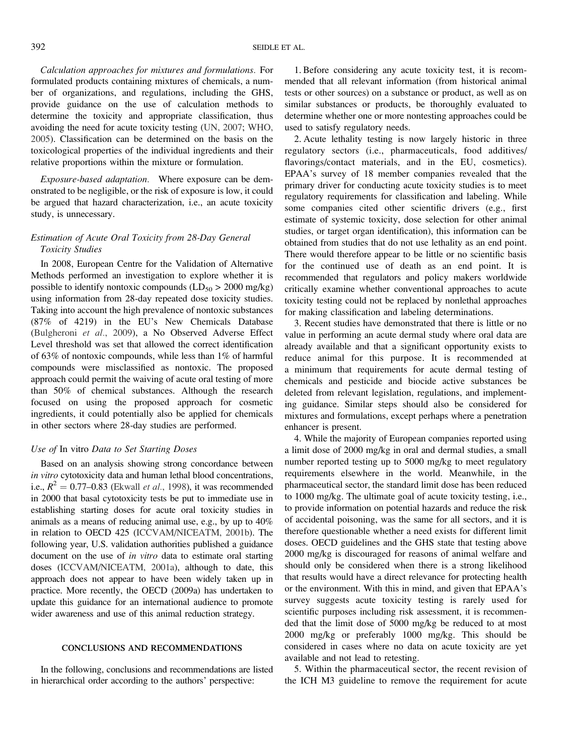*Calculation approaches for mixtures and formulations.* For formulated products containing mixtures of chemicals, a number of organizations, and regulations, including the GHS, provide guidance on the use of calculation methods to determine the toxicity and appropriate classification, thus avoiding the need for acute toxicity testing (UN, 2007; WHO, 2005). Classification can be determined on the basis on the toxicological properties of the individual ingredients and their relative proportions within the mixture or formulation.

*Exposure-based adaptation.* Where exposure can be demonstrated to be negligible, or the risk of exposure is low, it could be argued that hazard characterization, i.e., an acute toxicity study, is unnecessary.

### *Estimation of Acute Oral Toxicity from 28-Day General Toxicity Studies*

In 2008, European Centre for the Validation of Alternative Methods performed an investigation to explore whether it is possible to identify nontoxic compounds ($LD_{50}$ > 2000 mg/kg) using information from 28-day repeated dose toxicity studies. Taking into account the high prevalence of nontoxic substances (87% of 4219) in the EU's New Chemicals Database (Bulgheroni *et al.*, 2009), a No Observed Adverse Effect Level threshold was set that allowed the correct identification of 63% of nontoxic compounds, while less than 1% of harmful compounds were misclassified as nontoxic. The proposed approach could permit the waiving of acute oral testing of more than 50% of chemical substances. Although the research focused on using the proposed approach for cosmetic ingredients, it could potentially also be applied for chemicals in other sectors where 28-day studies are performed.

### *Use of* In vitro *Data to Set Starting Doses*

Based on an analysis showing strong concordance between *in vitro* cytotoxicity data and human lethal blood concentrations, i.e., $R^2 = 0.77–0.83$ (Ekwall *et al.*, 1998), it was recommended in 2000 that basal cytotoxicity tests be put to immediate use in establishing starting doses for acute oral toxicity studies in animals as a means of reducing animal use, e.g., by up to 40% in relation to OECD 425 (ICCVAM/NICEATM, 2001b). The following year, U.S. validation authorities published a guidance document on the use of *in vitro* data to estimate oral starting doses (ICCVAM/NICEATM, 2001a), although to date, this approach does not appear to have been widely taken up in practice. More recently, the OECD (2009a) has undertaken to update this guidance for an international audience to promote wider awareness and use of this animal reduction strategy.

## CONCLUSIONS AND RECOMMENDATIONS

In the following, conclusions and recommendations are listed in hierarchical order according to the authors' perspective:

1. Before considering any acute toxicity test, it is recommended that all relevant information (from historical animal tests or other sources) on a substance or product, as well as on similar substances or products, be thoroughly evaluated to determine whether one or more nontesting approaches could be used to satisfy regulatory needs.

2. Acute lethality testing is now largely historic in three regulatory sectors (i.e., pharmaceuticals, food additives/flavorings/contact materials, and in the EU, cosmetics). EPAA's survey of 18 member companies revealed that the primary driver for conducting acute toxicity studies is to meet regulatory requirements for classification and labeling. While some companies cited other scientific drivers (e.g., first estimate of systemic toxicity, dose selection for other animal studies, or target organ identification), this information can be obtained from studies that do not use lethality as an end point. There would therefore appear to be little or no scientific basis for the continued use of death as an end point. It is recommended that regulators and policy makers worldwide critically examine whether conventional approaches to acute toxicity testing could not be replaced by nonlethal approaches for making classification and labeling determinations.

3. Recent studies have demonstrated that there is little or no value in performing an acute dermal study where oral data are already available and that a significant opportunity exists to reduce animal for this purpose. It is recommended at a minimum that requirements for acute dermal testing of chemicals and pesticide and biocide active substances be deleted from relevant legislation, regulations, and implementing guidance. Similar steps should also be considered for mixtures and formulations, except perhaps where a penetration enhancer is present.

4. While the majority of European companies reported using a limit dose of 2000 mg/kg in oral and dermal studies, a small number reported testing up to 5000 mg/kg to meet regulatory requirements elsewhere in the world. Meanwhile, in the pharmaceutical sector, the standard limit dose has been reduced to 1000 mg/kg. The ultimate goal of acute toxicity testing, i.e., to provide information on potential hazards and reduce the risk of accidental poisoning, was the same for all sectors, and it is therefore questionable whether a need exists for different limit doses. OECD guidelines and the GHS state that testing above 2000 mg/kg is discouraged for reasons of animal welfare and should only be considered when there is a strong likelihood that results would have a direct relevance for protecting health or the environment. With this in mind, and given that EPAA's survey suggests acute toxicity testing is rarely used for scientific purposes including risk assessment, it is recommended that the limit dose of 5000 mg/kg be reduced to at most 2000 mg/kg or preferably 1000 mg/kg. This should be considered in cases where no data on acute toxicity are yet available and not lead to retesting.

5. Within the pharmaceutical sector, the recent revision of the ICH M3 guideline to remove the requirement for acute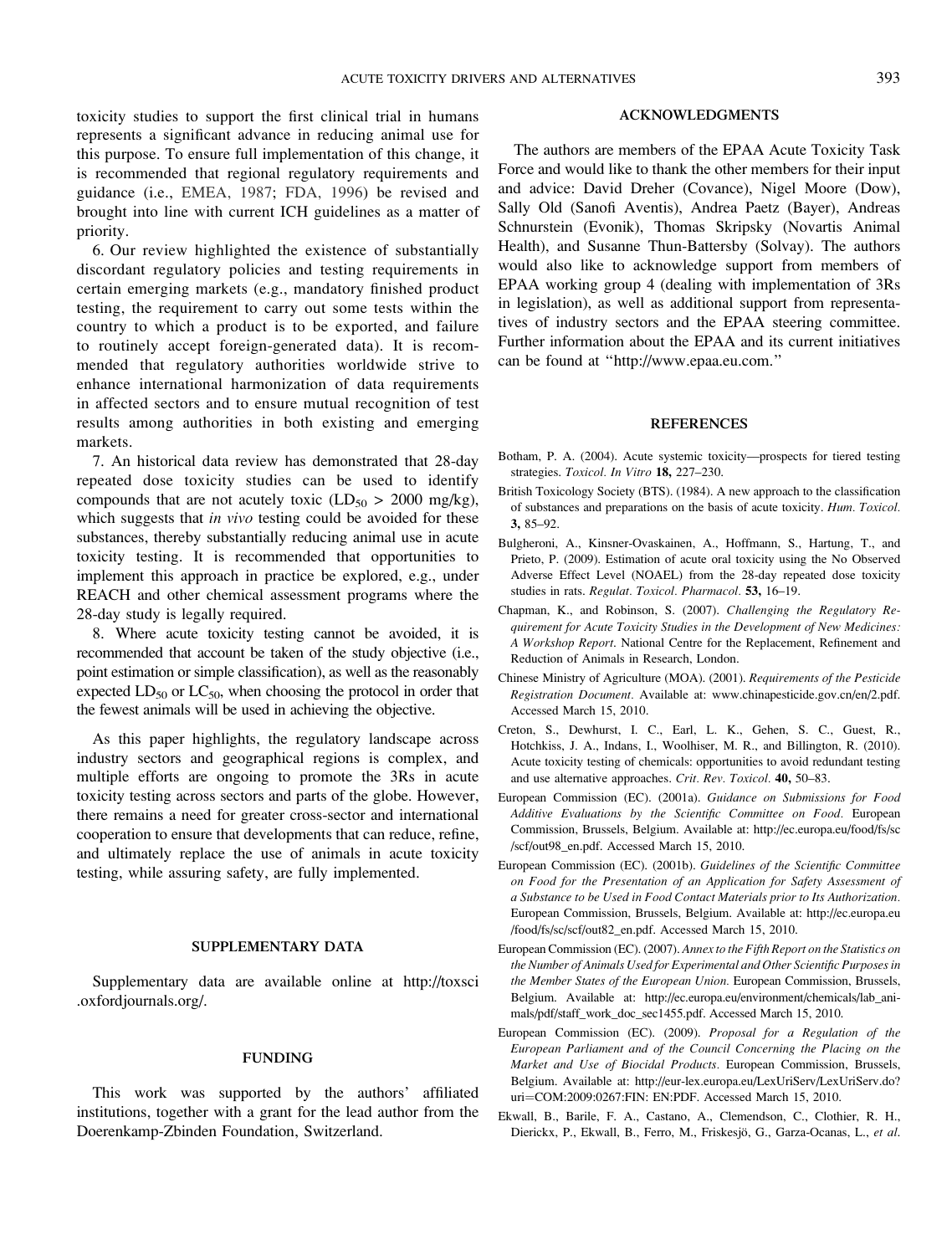toxicity studies to support the first clinical trial in humans represents a significant advance in reducing animal use for this purpose. To ensure full implementation of this change, it is recommended that regional regulatory requirements and guidance (i.e., EMEA, 1987; FDA, 1996) be revised and brought into line with current ICH guidelines as a matter of priority.

6. Our review highlighted the existence of substantially discordant regulatory policies and testing requirements in certain emerging markets (e.g., mandatory finished product testing, the requirement to carry out some tests within the country to which a product is to be exported, and failure to routinely accept foreign-generated data). It is recommended that regulatory authorities worldwide strive to enhance international harmonization of data requirements in affected sectors and to ensure mutual recognition of test results among authorities in both existing and emerging markets.

7. An historical data review has demonstrated that 28-day repeated dose toxicity studies can be used to identify compounds that are not acutely toxic ($LD_{50}$ > 2000 mg/kg), which suggests that *in vivo* testing could be avoided for these substances, thereby substantially reducing animal use in acute toxicity testing. It is recommended that opportunities to implement this approach in practice be explored, e.g., under REACH and other chemical assessment programs where the 28-day study is legally required.

8. Where acute toxicity testing cannot be avoided, it is recommended that account be taken of the study objective (i.e., point estimation or simple classification), as well as the reasonably expected $LD_{50}$ or $LC_{50}$, when choosing the protocol in order that the fewest animals will be used in achieving the objective.

As this paper highlights, the regulatory landscape across industry sectors and geographical regions is complex, and multiple efforts are ongoing to promote the 3Rs in acute toxicity testing across sectors and parts of the globe. However, there remains a need for greater cross-sector and international cooperation to ensure that developments that can reduce, refine, and ultimately replace the use of animals in acute toxicity testing, while assuring safety, are fully implemented.

## SUPPLEMENTARY DATA

Supplementary data are available online at http://toxsci.oxfordjournals.org/.

## FUNDING

This work was supported by the authors' affiliated institutions, together with a grant for the lead author from the Doerenkamp-Zbinden Foundation, Switzerland.

## ACKNOWLEDGMENTS

The authors are members of the EPAA Acute Toxicity Task Force and would like to thank the other members for their input and advice: David Dreher (Covance), Nigel Moore (Dow), Sally Old (Sanofi Aventis), Andrea Paetz (Bayer), Andreas Schnurstein (Evonik), Thomas Skripsky (Novartis Animal Health), and Susanne Thun-Battersby (Solvay). The authors would also like to acknowledge support from members of EPAA working group 4 (dealing with implementation of 3Rs in legislation), as well as additional support from representatives of industry sectors and the EPAA steering committee. Further information about the EPAA and its current initiatives can be found at "http://www.epaa.eu.com."

## REFERENCES

Botham, P. A. (2004). Acute systemic toxicity—prospects for tiered testing strategies. *Toxicol. In Vitro* **18,** 227–230.

British Toxicology Society (BTS). (1984). A new approach to the classification of substances and preparations on the basis of acute toxicity. *Hum. Toxicol.* **3,** 85–92.

Bulgheroni, A., Kinsner-Ovaskainen, A., Hoffmann, S., Hartung, T., and Prieto, P. (2009). Estimation of acute oral toxicity using the No Observed Adverse Effect Level (NOAEL) from the 28-day repeated dose toxicity studies in rats. *Regulat. Toxicol. Pharmacol.* **53,** 16–19.

Chapman, K., and Robinson, S. (2007). *Challenging the Regulatory Requirement for Acute Toxicity Studies in the Development of New Medicines: A Workshop Report*. National Centre for the Replacement, Refinement and Reduction of Animals in Research, London.

Chinese Ministry of Agriculture (MOA). (2001). *Requirements of the Pesticide Registration Document*. Available at: www.chinapesticide.gov.cn/en/2.pdf. Accessed March 15, 2010.

Creton, S., Dewhurst, I. C., Earl, L. K., Gehen, S. C., Guest, R., Hotchkiss, J. A., Indans, I., Woolhiser, M. R., and Billington, R. (2010). Acute toxicity testing of chemicals: opportunities to avoid redundant testing and use alternative approaches. *Crit. Rev. Toxicol.* **40,** 50–83.

European Commission (EC). (2001a). *Guidance on Submissions for Food Additive Evaluations by the Scientific Committee on Food*. European Commission, Brussels, Belgium. Available at: http://ec.europa.eu/food/fs/sc/scf/out98_en.pdf. Accessed March 15, 2010.

European Commission (EC). (2001b). *Guidelines of the Scientific Committee on Food for the Presentation of an Application for Safety Assessment of a Substance to be Used in Food Contact Materials prior to Its Authorization*. European Commission, Brussels, Belgium. Available at: http://ec.europa.eu/food/fs/sc/scf/out82_en.pdf. Accessed March 15, 2010.

European Commission (EC). (2007). *Annex to the Fifth Report on the Statistics on the Number of Animals Used for Experimental and Other Scientific Purposes in the Member States of the European Union*. European Commission, Brussels, Belgium. Available at: http://ec.europa.eu/environment/chemicals/lab_animals/pdf/staff_work_doc_sec1455.pdf. Accessed March 15, 2010.

European Commission (EC). (2009). *Proposal for a Regulation of the European Parliament and of the Council Concerning the Placing on the Market and Use of Biocidal Products*. European Commission, Brussels, Belgium. Available at: http://eur-lex.europa.eu/LexUriServ/LexUriServ.do?uri=COM:2009:0267:FIN: EN:PDF. Accessed March 15, 2010.

Ekwall, B., Barile, F. A., Castano, A., Clemendson, C., Clothier, R. H., Dierickx, P., Ekwall, B., Ferro, M., Friskesjö, G., Garza-Ocanas, L., *et al.*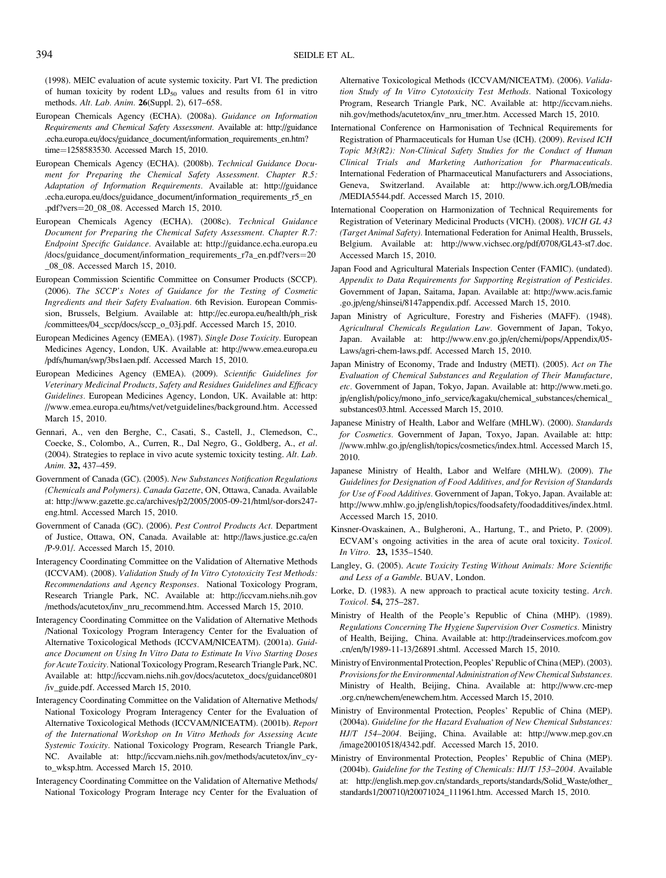(1998). MEIC evaluation of acute systemic toxicity. Part VI. The prediction of human toxicity by rodent $LD_{50}$ values and results from 61 in vitro methods. *Alt. Lab. Anim.* **26**(Suppl. 2), 617–658.

European Chemicals Agency (ECHA). (2008a). *Guidance on Information Requirements and Chemical Safety Assessment.* Available at: http://guidance.echa.europa.eu/docs/guidance_document/information_requirements_en.htm?time=1258583530. Accessed March 15, 2010.

European Chemicals Agency (ECHA). (2008b). *Technical Guidance Document for Preparing the Chemical Safety Assessment. Chapter R.5: Adaptation of Information Requirements.* Available at: http://guidance.echa.europa.eu/docs/guidance_document/information_requirements_r5_en.pdf?vers=20_08_08. Accessed March 15, 2010.

European Chemicals Agency (ECHA). (2008c). *Technical Guidance Document for Preparing the Chemical Safety Assessment. Chapter R.7: Endpoint Specific Guidance.* Available at: http://guidance.echa.europa.eu/docs/guidance_document/information_requirements_r7a_en.pdf?vers=20_08_08. Accessed March 15, 2010.

European Commission Scientific Committee on Consumer Products (SCCP). (2006). *The SCCP's Notes of Guidance for the Testing of Cosmetic Ingredients and their Safety Evaluation.* 6th Revision. European Commission, Brussels, Belgium. Available at: http://ec.europa.eu/health/ph_risk/committees/04_sccp/docs/sccp_o_03j.pdf. Accessed March 15, 2010.

European Medicines Agency (EMEA). (1987). *Single Dose Toxicity*. European Medicines Agency, London, UK. Available at: http://www.emea.europa.eu/pdfs/human/swp/3bs1aen.pdf. Accessed March 15, 2010.

European Medicines Agency (EMEA). (2009). *Scientific Guidelines for Veterinary Medicinal Products, Safety and Residues Guidelines and Efficacy Guidelines.* European Medicines Agency, London, UK. Available at: http://www.emea.europa.eu/htms/vet/vetguidelines/background.htm. Accessed March 15, 2010.

Gennari, A., ven den Berghe, C., Casati, S., Castell, J., Clemedson, C., Coecke, S., Colombo, A., Curren, R., Dal Negro, G., Goldberg, A., *et al*. (2004). Strategies to replace in vivo acute systemic toxicity testing. *Alt. Lab. Anim.* **32,** 437–459.

Government of Canada (GC). (2005). *New Substances Notification Regulations (Chemicals and Polymers). Canada Gazette*, ON, Ottawa, Canada. Available at: http://www.gazette.gc.ca/archives/p2/2005/2005-09-21/html/sor-dors247-eng.html. Accessed March 15, 2010.

Government of Canada (GC). (2006). *Pest Control Products Act.* Department of Justice, Ottawa, ON, Canada. Available at: http://laws.justice.gc.ca/en/P-9.01/. Accessed March 15, 2010.

Interagency Coordinating Committee on the Validation of Alternative Methods (ICCVAM). (2008). *Validation Study of In Vitro Cytotoxicity Test Methods: Recommendations and Agency Responses.* National Toxicology Program, Research Triangle Park, NC. Available at: http://iccvam.niehs.nih.gov/methods/acutetox/inv_nru_recommend.htm. Accessed March 15, 2010.

Interagency Coordinating Committee on the Validation of Alternative Methods/National Toxicology Program Interagency Center for the Evaluation of Alternative Toxicological Methods (ICCVAM/NICEATM). (2001a). *Guidance Document on Using In Vitro Data to Estimate In Vivo Starting Doses for Acute Toxicity*. National Toxicology Program, Research Triangle Park, NC. Available at: http://iccvam.niehs.nih.gov/docs/acutetox_docs/guidance0801/iv_guide.pdf. Accessed March 15, 2010.

Interagency Coordinating Committee on the Validation of Alternative Methods/National Toxicology Program Interagency Center for the Evaluation of Alternative Toxicological Methods (ICCVAM/NICEATM). (2001b). *Report of the International Workshop on In Vitro Methods for Assessing Acute Systemic Toxicity.* National Toxicology Program, Research Triangle Park, NC. Available at: http://iccvam.niehs.nih.gov/methods/acutetox/inv_cyto_wksp.htm. Accessed March 15, 2010.

Interagency Coordinating Committee on the Validation of Alternative Methods/National Toxicology Program Interage ncy Center for the Evaluation of Alternative Toxicological Methods (ICCVAM/NICEATM). (2006). *Validation Study of In Vitro Cytotoxicity Test Methods.* National Toxicology Program, Research Triangle Park, NC. Available at: http://iccvam.niehs.nih.gov/methods/acutetox/inv_nru_tmer.htm. Accessed March 15, 2010.

International Conference on Harmonisation of Technical Requirements for Registration of Pharmaceuticals for Human Use (ICH). (2009). *Revised ICH Topic M3(R2): Non-Clinical Safety Studies for the Conduct of Human Clinical Trials and Marketing Authorization for Pharmaceuticals.* International Federation of Pharmaceutical Manufacturers and Associations, Geneva, Switzerland. Available at: http://www.ich.org/LOB/media/MEDIA5544.pdf. Accessed March 15, 2010.

International Cooperation on Harmonization of Technical Requirements for Registration of Veterinary Medicinal Products (VICH). (2008). *VICH GL 43 (Target Animal Safety).* International Federation for Animal Health, Brussels, Belgium. Available at: http://www.vichsec.org/pdf/0708/GL43-st7.doc. Accessed March 15, 2010.

Japan Food and Agricultural Materials Inspection Center (FAMIC). (undated). *Appendix to Data Requirements for Supporting Registration of Pesticides.* Government of Japan, Saitama, Japan. Available at: http://www.acis.famic.go.jp/eng/shinsei/8147appendix.pdf. Accessed March 15, 2010.

Japan Ministry of Agriculture, Forestry and Fisheries (MAFF). (1948). *Agricultural Chemicals Regulation Law.* Government of Japan, Tokyo, Japan. Available at: http://www.env.go.jp/en/chemi/pops/Appendix/05-Laws/agri-chem-laws.pdf. Accessed March 15, 2010.

Japan Ministry of Economy, Trade and Industry (METI). (2005). *Act on The Evaluation of Chemical Substances and Regulation of Their Manufacture, etc.* Government of Japan, Tokyo, Japan. Available at: http://www.meti.go.jp/english/policy/mono_info_service/kagaku/chemical_substances/chemical_substances03.html. Accessed March 15, 2010.

Japanese Ministry of Health, Labor and Welfare (MHLW). (2000). *Standards for Cosmetics.* Government of Japan, Toxyo, Japan. Available at: http://www.mhlw.go.jp/english/topics/cosmetics/index.html. Accessed March 15, 2010.

Japanese Ministry of Health, Labor and Welfare (MHLW). (2009). *The Guidelines for Designation of Food Additives, and for Revision of Standards for Use of Food Additives.* Government of Japan, Tokyo, Japan. Available at: http://www.mhlw.go.jp/english/topics/foodsafety/foodadditives/index.html. Accessed March 15, 2010.

Kinsner-Ovaskainen, A., Bulgheroni, A., Hartung, T., and Prieto, P. (2009). ECVAM's ongoing activities in the area of acute oral toxicity. *Toxicol. In Vitro.* **23,** 1535–1540.

Langley, G. (2005). *Acute Toxicity Testing Without Animals: More Scientific and Less of a Gamble.* BUAV, London.

Lorke, D. (1983). A new approach to practical acute toxicity testing. *Arch. Toxicol.* **54,** 275–287.

Ministry of Health of the People's Republic of China (MHP). (1989). *Regulations Concerning The Hygiene Supervision Over Cosmetics.* Ministry of Health, Beijing, China. Available at: http://tradeinservices.mofcom.gov.cn/en/b/1989-11-13/26891.shtml. Accessed March 15, 2010.

Ministry of Environmental Protection, Peoples' Republic of China (MEP). (2003). *Provisions for the Environmental Administration of New Chemical Substances.* Ministry of Health, Beijing, China. Available at: http://www.crc-mep.org.cn/newchem/enewchem.htm. Accessed March 15, 2010.

Ministry of Environmental Protection, Peoples' Republic of China (MEP). (2004a). *Guideline for the Hazard Evaluation of New Chemical Substances: HJ/T 154–2004.* Beijing, China. Available at: http://www.mep.gov.cn/image20010518/4342.pdf. Accessed March 15, 2010.

Ministry of Environmental Protection, Peoples' Republic of China (MEP). (2004b). *Guideline for the Testing of Chemicals: HJ/T 153–2004.* Available at: http://english.mep.gov.cn/standards_reports/standards/Solid_Waste/other_standards1/200710/t20071024_111961.htm. Accessed March 15, 2010.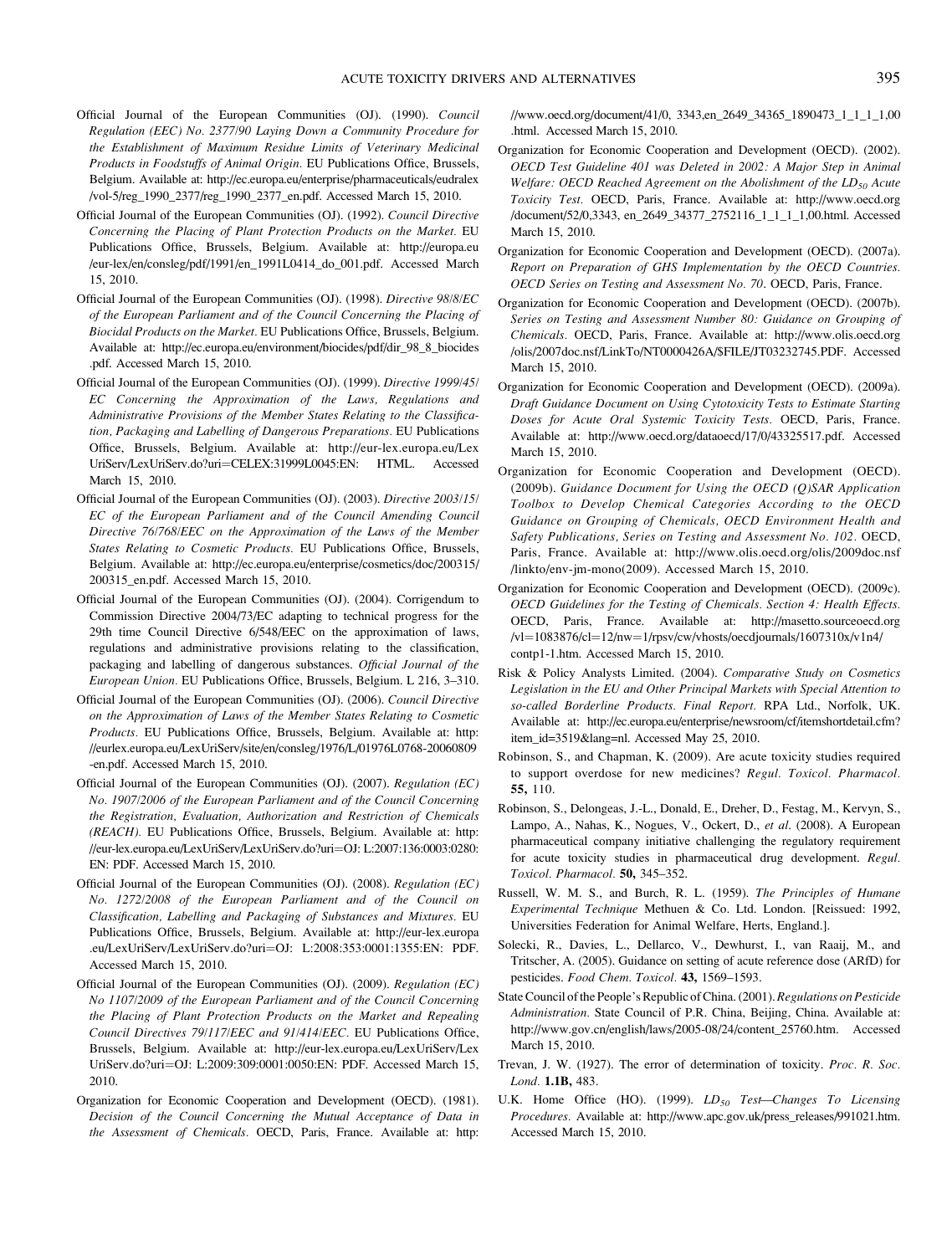Official Journal of the European Communities (OJ). (1990). *Council Regulation (EEC) No. 2377/90 Laying Down a Community Procedure for the Establishment of Maximum Residue Limits of Veterinary Medicinal Products in Foodstuffs of Animal Origin*. EU Publications Office, Brussels, Belgium. Available at: http://ec.europa.eu/enterprise/pharmaceuticals/eudralex/vol-5/reg_1990_2377/reg_1990_2377_en.pdf. Accessed March 15, 2010.

Official Journal of the European Communities (OJ). (1992). *Council Directive Concerning the Placing of Plant Protection Products on the Market*. EU Publications Office, Brussels, Belgium. Available at: http://europa.eu/eur-lex/en/consleg/pdf/1991/en_1991L0414_do_001.pdf. Accessed March 15, 2010.

Official Journal of the European Communities (OJ). (1998). *Directive 98/8/EC of the European Parliament and of the Council Concerning the Placing of Biocidal Products on the Market*. EU Publications Office, Brussels, Belgium. Available at: http://ec.europa.eu/environment/biocides/pdf/dir_98_8_biocides.pdf. Accessed March 15, 2010.

Official Journal of the European Communities (OJ). (1999). *Directive 1999/45/EC Concerning the Approximation of the Laws, Regulations and Administrative Provisions of the Member States Relating to the Classification, Packaging and Labelling of Dangerous Preparations*. EU Publications Office, Brussels, Belgium. Available at: http://eur-lex.europa.eu/LexUriServ/LexUriServ.do?uri=CELEX:31999L0045:EN: HTML. Accessed March 15, 2010.

Official Journal of the European Communities (OJ). (2003). *Directive 2003/15/EC of the European Parliament and of the Council Amending Council Directive 76/768/EEC on the Approximation of the Laws of the Member States Relating to Cosmetic Products*. EU Publications Office, Brussels, Belgium. Available at: http://ec.europa.eu/enterprise/cosmetics/doc/200315/200315_en.pdf. Accessed March 15, 2010.

Official Journal of the European Communities (OJ). (2004). Corrigendum to Commission Directive 2004/73/EC adapting to technical progress for the 29th time Council Directive 6/548/EEC on the approximation of laws, regulations and administrative provisions relating to the classification, packaging and labelling of dangerous substances. *Official Journal of the European Union*. EU Publications Office, Brussels, Belgium. L 216, 3–310.

Official Journal of the European Communities (OJ). (2006). *Council Directive on the Approximation of Laws of the Member States Relating to Cosmetic Products*. EU Publications Office, Brussels, Belgium. Available at: http://eurlex.europa.eu/LexUriServ/site/en/consleg/1976/L/01976L0768-20060809-en.pdf. Accessed March 15, 2010.

Official Journal of the European Communities (OJ). (2007). *Regulation (EC) No. 1907/2006 of the European Parliament and of the Council Concerning the Registration, Evaluation, Authorization and Restriction of Chemicals (REACH)*. EU Publications Office, Brussels, Belgium. Available at: http://eur-lex.europa.eu/LexUriServ/LexUriServ.do?uri=OJ: L:2007:136:0003:0280:EN: PDF. Accessed March 15, 2010.

Official Journal of the European Communities (OJ). (2008). *Regulation (EC) No. 1272/2008 of the European Parliament and of the Council on Classification, Labelling and Packaging of Substances and Mixtures*. EU Publications Office, Brussels, Belgium. Available at: http://eur-lex.europa.eu/LexUriServ/LexUriServ.do?uri=OJ: L:2008:353:0001:1355:EN: PDF. Accessed March 15, 2010.

Official Journal of the European Communities (OJ). (2009). *Regulation (EC) No 1107/2009 of the European Parliament and of the Council Concerning the Placing of Plant Protection Products on the Market and Repealing Council Directives 79/117/EEC and 91/414/EEC*. EU Publications Office, Brussels, Belgium. Available at: http://eur-lex.europa.eu/LexUriServ/LexUriServ.do?uri=OJ: L:2009:309:0001:0050:EN: PDF. Accessed March 15, 2010.

Organization for Economic Cooperation and Development (OECD). (1981). *Decision of the Council Concerning the Mutual Acceptance of Data in the Assessment of Chemicals*. OECD, Paris, France. Available at: http://www.oecd.org/document/41/0, 3343,en_2649_34365_1890473_1_1_1_1,00.html. Accessed March 15, 2010.

Organization for Economic Cooperation and Development (OECD). (2002). *OECD Test Guideline 401 was Deleted in 2002: A Major Step in Animal Welfare: OECD Reached Agreement on the Abolishment of the $LD_{50}$ Acute Toxicity Test*. OECD, Paris, France. Available at: http://www.oecd.org/document/52/0,3343, en_2649_34377_2752116_1_1_1_1,00.html. Accessed March 15, 2010.

Organization for Economic Cooperation and Development (OECD). (2007a). *Report on Preparation of GHS Implementation by the OECD Countries. OECD Series on Testing and Assessment No. 70*. OECD, Paris, France.

Organization for Economic Cooperation and Development (OECD). (2007b). *Series on Testing and Assessment Number 80: Guidance on Grouping of Chemicals*. OECD, Paris, France. Available at: http://www.olis.oecd.org/olis/2007doc.nsf/LinkTo/NT0000426A/$FILE/JT03232745.PDF. Accessed March 15, 2010.

Organization for Economic Cooperation and Development (OECD). (2009a). *Draft Guidance Document on Using Cytotoxicity Tests to Estimate Starting Doses for Acute Oral Systemic Toxicity Tests*. OECD, Paris, France. Available at: http://www.oecd.org/dataoecd/17/0/43325517.pdf. Accessed March 15, 2010.

Organization for Economic Cooperation and Development (OECD). (2009b). *Guidance Document for Using the OECD (Q)SAR Application Toolbox to Develop Chemical Categories According to the OECD Guidance on Grouping of Chemicals, OECD Environment Health and Safety Publications, Series on Testing and Assessment No. 102*. OECD, Paris, France. Available at: http://www.olis.oecd.org/olis/2009doc.nsf/linkto/env-jm-mono(2009). Accessed March 15, 2010.

Organization for Economic Cooperation and Development (OECD). (2009c). *OECD Guidelines for the Testing of Chemicals. Section 4: Health Effects*. OECD, Paris, France. Available at: http://masetto.sourceoecd.org/vl=1083876/cl=12/nw=1/rpsv/cw/vhosts/oecdjournals/1607310x/v1n4/contp1-1.htm. Accessed March 15, 2010.

Risk & Policy Analysts Limited. (2004). *Comparative Study on Cosmetics Legislation in the EU and Other Principal Markets with Special Attention to so-called Borderline Products. Final Report*. RPA Ltd., Norfolk, UK. Available at: http://ec.europa.eu/enterprise/newsroom/cf/itemshortdetail.cfm?item_id=3519&lang=nl. Accessed May 25, 2010.

Robinson, S., and Chapman, K. (2009). Are acute toxicity studies required to support overdose for new medicines? *Regul. Toxicol. Pharmacol.* **55,** 110.

Robinson, S., Delongeas, J.-L., Donald, E., Dreher, D., Festag, M., Kervyn, S., Lampo, A., Nahas, K., Nogues, V., Ockert, D., *et al*. (2008). A European pharmaceutical company initiative challenging the regulatory requirement for acute toxicity studies in pharmaceutical drug development. *Regul. Toxicol. Pharmacol.* **50,** 345–352.

Russell, W. M. S., and Burch, R. L. (1959). *The Principles of Humane Experimental Technique* Methuen & Co. Ltd. London. [Reissued: 1992, Universities Federation for Animal Welfare, Herts, England.].

Solecki, R., Davies, L., Dellarco, V., Dewhurst, I., van Raaij, M., and Tritscher, A. (2005). Guidance on setting of acute reference dose (ARfD) for pesticides. *Food Chem. Toxicol.* **43,** 1569–1593.

State Council of the People's Republic of China. (2001). *Regulations on Pesticide Administration*. State Council of P.R. China, Beijing, China. Available at: http://www.gov.cn/english/laws/2005-08/24/content_25760.htm. Accessed March 15, 2010.

Trevan, J. W. (1927). The error of determination of toxicity. *Proc. R. Soc. Lond.* **1.1B,** 483.

U.K. Home Office (HO). (1999). *$LD_{50}$ Test—Changes To Licensing Procedures*. Available at: http://www.apc.gov.uk/press_releases/991021.htm. Accessed March 15, 2010.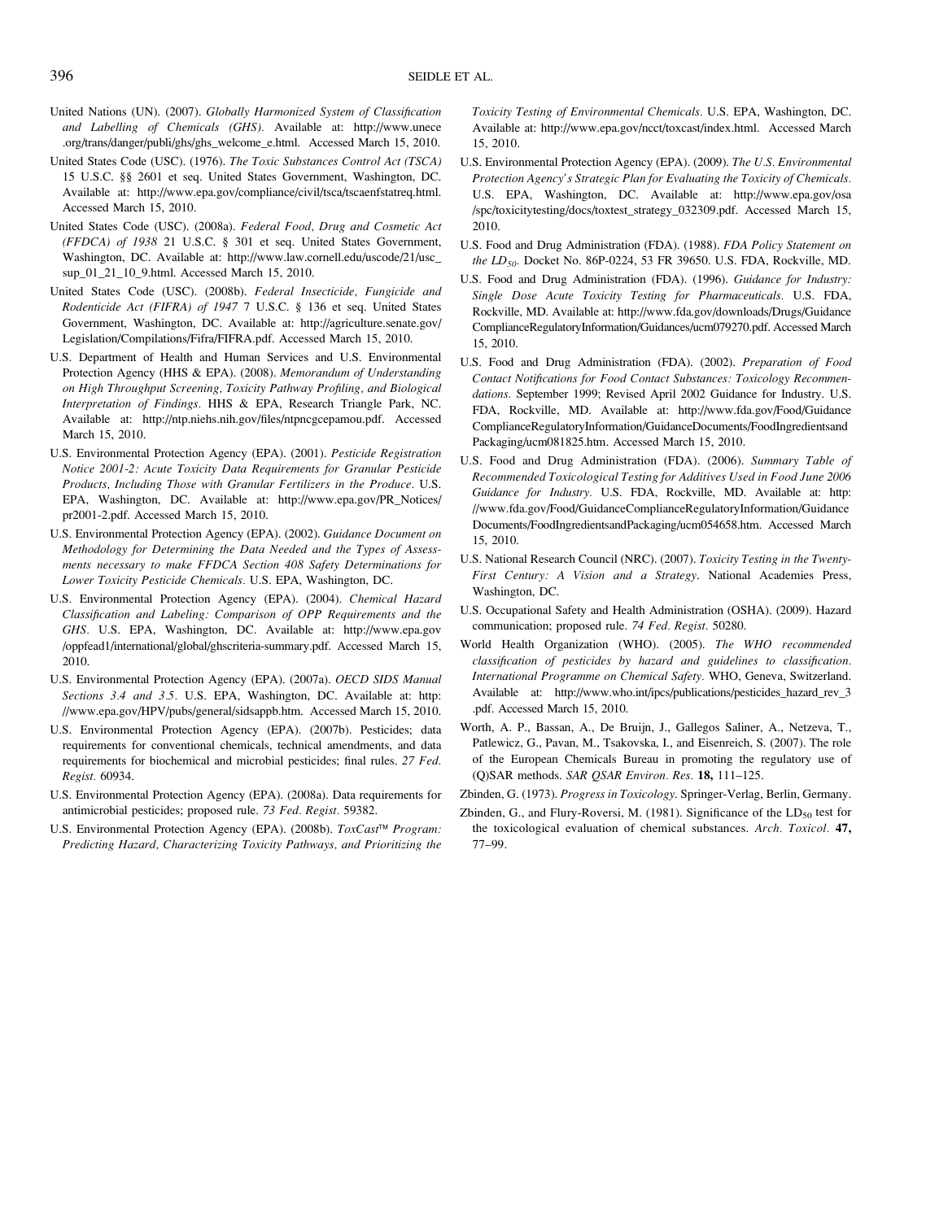United Nations (UN). (2007). *Globally Harmonized System of Classification and Labelling of Chemicals (GHS).* Available at: http://www.unece.org/trans/danger/publi/ghs/ghs_welcome_e.html. Accessed March 15, 2010.

United States Code (USC). (1976). *The Toxic Substances Control Act (TSCA)* 15 U.S.C. §§ 2601 et seq. United States Government, Washington, DC. Available at: http://www.epa.gov/compliance/civil/tsca/tscaenfstatreq.html. Accessed March 15, 2010.

United States Code (USC). (2008a). *Federal Food, Drug and Cosmetic Act (FFDCA) of 1938* 21 U.S.C. § 301 et seq. United States Government, Washington, DC. Available at: http://www.law.cornell.edu/uscode/21/usc_sup_01_21_10_9.html. Accessed March 15, 2010.

United States Code (USC). (2008b). *Federal Insecticide, Fungicide and Rodenticide Act (FIFRA) of 1947* 7 U.S.C. § 136 et seq. United States Government, Washington, DC. Available at: http://agriculture.senate.gov/Legislation/Compilations/Fifra/FIFRA.pdf. Accessed March 15, 2010.

U.S. Department of Health and Human Services and U.S. Environmental Protection Agency (HHS & EPA). (2008). *Memorandum of Understanding on High Throughput Screening, Toxicity Pathway Profiling, and Biological Interpretation of Findings.* HHS & EPA, Research Triangle Park, NC. Available at: http://ntp.niehs.nih.gov/files/ntpncgcepamou.pdf. Accessed March 15, 2010.

U.S. Environmental Protection Agency (EPA). (2001). *Pesticide Registration Notice 2001-2: Acute Toxicity Data Requirements for Granular Pesticide Products, Including Those with Granular Fertilizers in the Produce.* U.S. EPA, Washington, DC. Available at: http://www.epa.gov/PR_Notices/pr2001-2.pdf. Accessed March 15, 2010.

U.S. Environmental Protection Agency (EPA). (2002). *Guidance Document on Methodology for Determining the Data Needed and the Types of Assessments necessary to make FFDCA Section 408 Safety Determinations for Lower Toxicity Pesticide Chemicals.* U.S. EPA, Washington, DC.

U.S. Environmental Protection Agency (EPA). (2004). *Chemical Hazard Classification and Labeling: Comparison of OPP Requirements and the GHS.* U.S. EPA, Washington, DC. Available at: http://www.epa.gov/oppfead1/international/global/ghscriteria-summary.pdf. Accessed March 15, 2010.

U.S. Environmental Protection Agency (EPA). (2007a). *OECD SIDS Manual Sections 3.4 and 3.5.* U.S. EPA, Washington, DC. Available at: http://www.epa.gov/HPV/pubs/general/sidsappb.htm. Accessed March 15, 2010.

U.S. Environmental Protection Agency (EPA). (2007b). Pesticides; data requirements for conventional chemicals, technical amendments, and data requirements for biochemical and microbial pesticides; final rules. *27 Fed. Regist.* 60934.

U.S. Environmental Protection Agency (EPA). (2008a). Data requirements for antimicrobial pesticides; proposed rule. *73 Fed. Regist.* 59382.

U.S. Environmental Protection Agency (EPA). (2008b). *ToxCast™ Program: Predicting Hazard, Characterizing Toxicity Pathways, and Prioritizing the Toxicity Testing of Environmental Chemicals.* U.S. EPA, Washington, DC. Available at: http://www.epa.gov/ncct/toxcast/index.html. Accessed March 15, 2010.

U.S. Environmental Protection Agency (EPA). (2009). *The U.S. Environmental Protection Agency's Strategic Plan for Evaluating the Toxicity of Chemicals.* U.S. EPA, Washington, DC. Available at: http://www.epa.gov/osa/spc/toxicitytesting/docs/toxtest_strategy_032309.pdf. Accessed March 15, 2010.

U.S. Food and Drug Administration (FDA). (1988). *FDA Policy Statement on the $LD_{50}$.* Docket No. 86P-0224, 53 FR 39650. U.S. FDA, Rockville, MD.

U.S. Food and Drug Administration (FDA). (1996). *Guidance for Industry: Single Dose Acute Toxicity Testing for Pharmaceuticals.* U.S. FDA, Rockville, MD. Available at: http://www.fda.gov/downloads/Drugs/GuidanceComplianceRegulatoryInformation/Guidances/ucm079270.pdf. Accessed March 15, 2010.

U.S. Food and Drug Administration (FDA). (2002). *Preparation of Food Contact Notifications for Food Contact Substances: Toxicology Recommendations.* September 1999; Revised April 2002 Guidance for Industry. U.S. FDA, Rockville, MD. Available at: http://www.fda.gov/Food/GuidanceComplianceRegulatoryInformation/GuidanceDocuments/FoodIngredientsandPackaging/ucm081825.htm. Accessed March 15, 2010.

U.S. Food and Drug Administration (FDA). (2006). *Summary Table of Recommended Toxicological Testing for Additives Used in Food June 2006 Guidance for Industry.* U.S. FDA, Rockville, MD. Available at: http://www.fda.gov/Food/GuidanceComplianceRegulatoryInformation/GuidanceDocuments/FoodIngredientsandPackaging/ucm054658.htm. Accessed March 15, 2010.

U.S. National Research Council (NRC). (2007). *Toxicity Testing in the Twenty-First Century: A Vision and a Strategy*. National Academies Press, Washington, DC.

U.S. Occupational Safety and Health Administration (OSHA). (2009). Hazard communication; proposed rule. *74 Fed. Regist.* 50280.

World Health Organization (WHO). (2005). *The WHO recommended classification of pesticides by hazard and guidelines to classification. International Programme on Chemical Safety.* WHO, Geneva, Switzerland. Available at: http://www.who.int/ipcs/publications/pesticides_hazard_rev_3.pdf. Accessed March 15, 2010.

Worth, A. P., Bassan, A., De Bruijn, J., Gallegos Saliner, A., Netzeva, T., Patlewicz, G., Pavan, M., Tsakovska, I., and Eisenreich, S. (2007). The role of the European Chemicals Bureau in promoting the regulatory use of (Q)SAR methods. *SAR QSAR Environ. Res.* **18,** 111–125.

Zbinden, G. (1973). *Progress in Toxicology*. Springer-Verlag, Berlin, Germany.

Zbinden, G., and Flury-Roversi, M. (1981). Significance of the $LD_{50}$ test for the toxicological evaluation of chemical substances. *Arch. Toxicol.* **47,** 77–99.